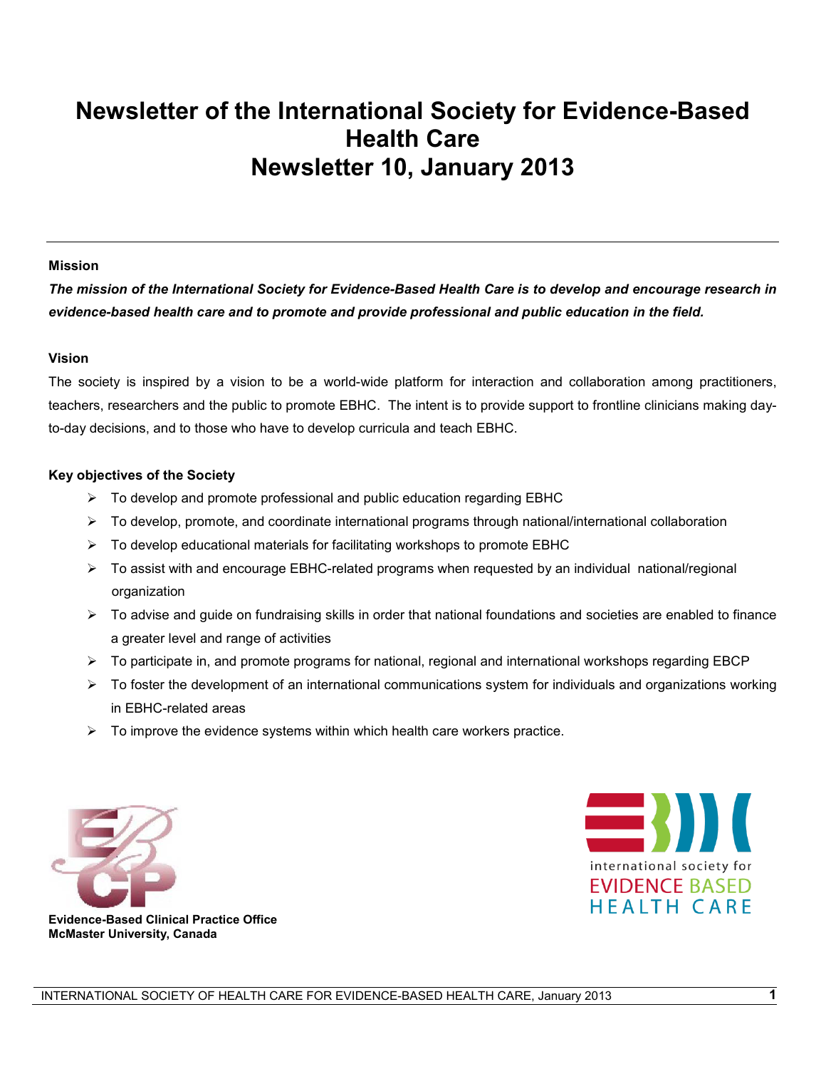# Newsletter of the International Society for Evidence-Based Health Care
# Newsletter 10, January 2013

**Mission**

***The mission of the International Society for Evidence-Based Health Care is to develop and encourage research in evidence-based health care and to promote and provide professional and public education in the field.***

**Vision**

The society is inspired by a vision to be a world-wide platform for interaction and collaboration among practitioners, teachers, researchers and the public to promote EBHC. The intent is to provide support to frontline clinicians making day-to-day decisions, and to those who have to develop curricula and teach EBHC.

**Key objectives of the Society**

- To develop and promote professional and public education regarding EBHC
- To develop, promote, and coordinate international programs through national/international collaboration
- To develop educational materials for facilitating workshops to promote EBHC
- To assist with and encourage EBHC-related programs when requested by an individual national/regional organization
- To advise and guide on fundraising skills in order that national foundations and societies are enabled to finance a greater level and range of activities
- To participate in, and promote programs for national, regional and international workshops regarding EBCP
- To foster the development of an international communications system for individuals and organizations working in EBHC-related areas
- To improve the evidence systems within which health care workers practice.

**Evidence-Based Clinical Practice Office**
**McMaster University, Canada**

international society for
EVIDENCE BASED
HEALTH CARE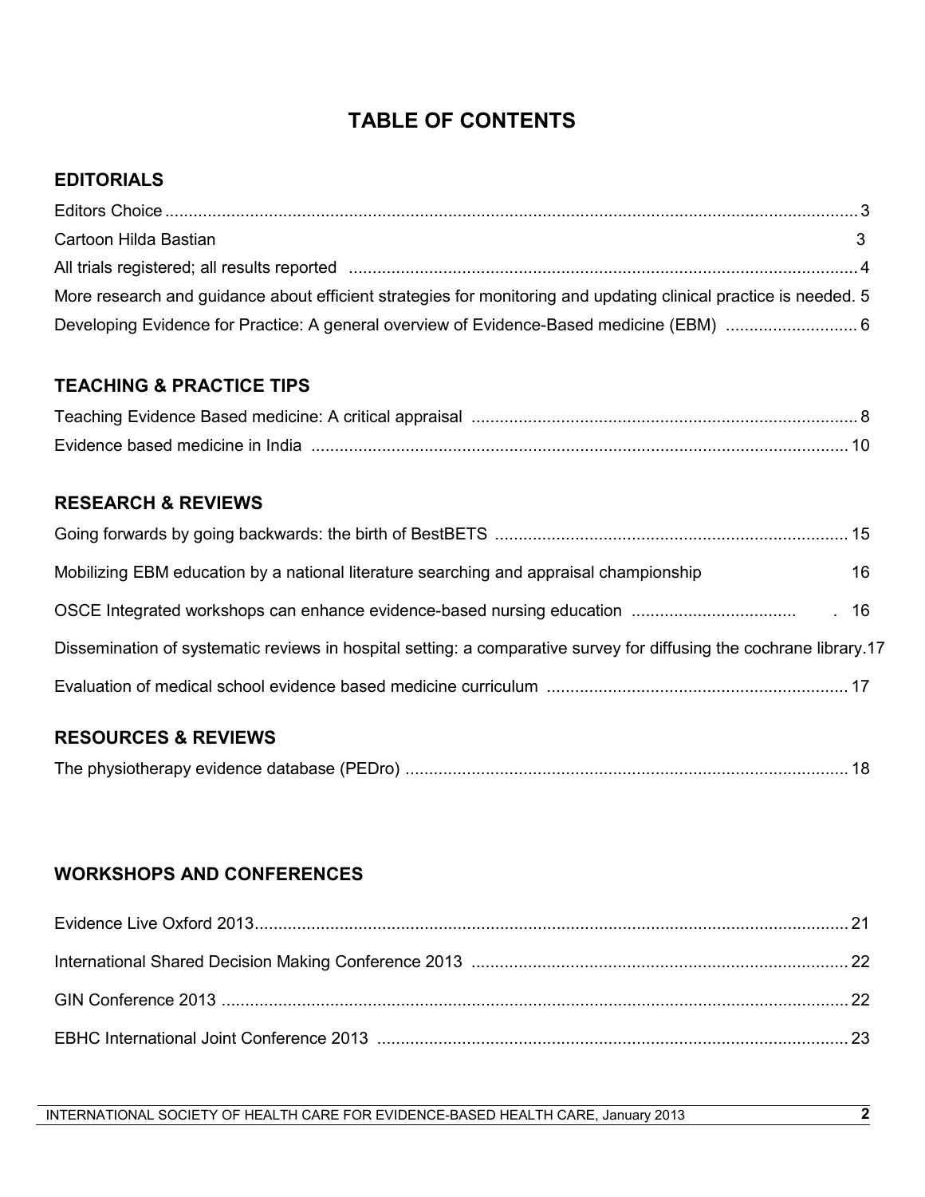# TABLE OF CONTENTS

## EDITORIALS

Editors Choice ........................................................................................................................................ 3

Cartoon Hilda Bastian 3

All trials registered; all results reported ........................................................................................ 4

More research and guidance about efficient strategies for monitoring and updating clinical practice is needed. 5

Developing Evidence for Practice: A general overview of Evidence-Based medicine (EBM) ........................... 6

## TEACHING & PRACTICE TIPS

Teaching Evidence Based medicine: A critical appraisal ..................................................................... 8

Evidence based medicine in India ........................................................................................................ 10

## RESEARCH & REVIEWS

Going forwards by going backwards: the birth of BestBETS ............................................................... 15

Mobilizing EBM education by a national literature searching and appraisal championship 16

OSCE Integrated workshops can enhance evidence-based nursing education .................................. . 16

Dissemination of systematic reviews in hospital setting: a comparative survey for diffusing the cochrane library.17

Evaluation of medical school evidence based medicine curriculum ................................................... 17

## RESOURCES & REVIEWS

The physiotherapy evidence database (PEDro) .................................................................................... 18

## WORKSHOPS AND CONFERENCES

Evidence Live Oxford 2013.................................................................................................................... 21

International Shared Decision Making Conference 2013 ...................................................................... 22

GIN Conference 2013 ............................................................................................................................ 22

EBHC International Joint Conference 2013 .......................................................................................... 23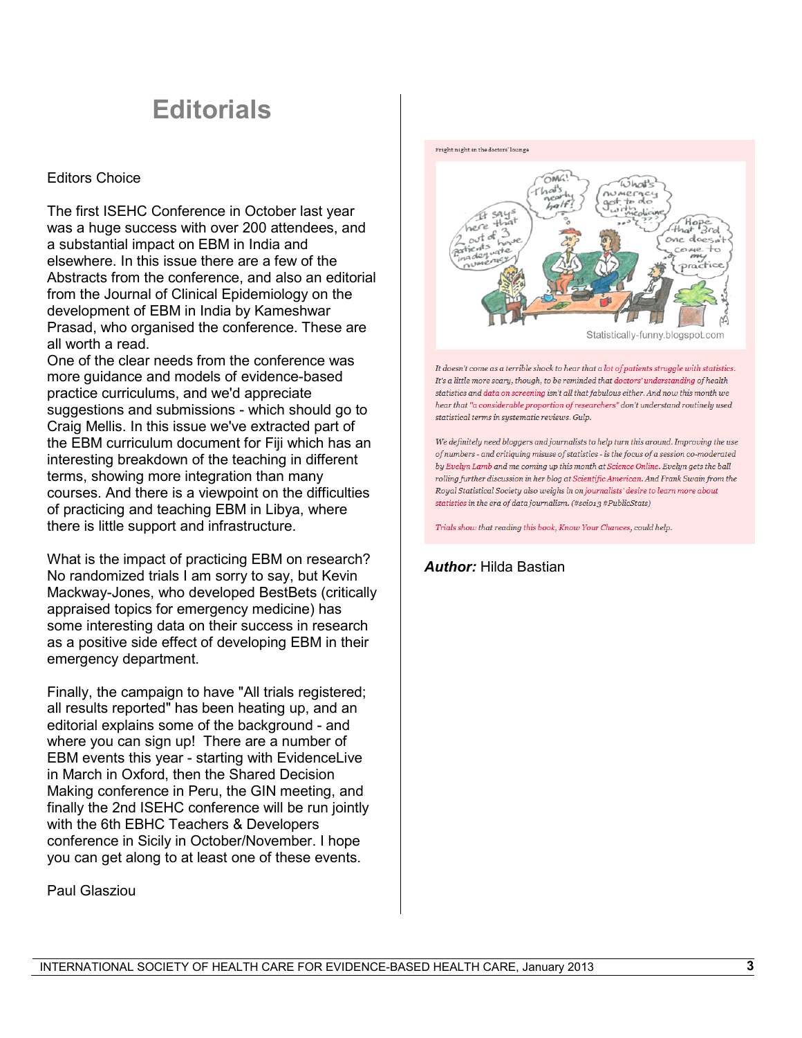# Editorials

Editors Choice

The first ISEHC Conference in October last year was a huge success with over 200 attendees, and a substantial impact on EBM in India and elsewhere. In this issue there are a few of the Abstracts from the conference, and also an editorial from the Journal of Clinical Epidemiology on the development of EBM in India by Kameshwar Prasad, who organised the conference. These are all worth a read.

One of the clear needs from the conference was more guidance and models of evidence-based practice curriculums, and we'd appreciate suggestions and submissions - which should go to Craig Mellis. In this issue we've extracted part of the EBM curriculum document for Fiji which has an interesting breakdown of the teaching in different terms, showing more integration than many courses. And there is a viewpoint on the difficulties of practicing and teaching EBM in Libya, where there is little support and infrastructure.

What is the impact of practicing EBM on research? No randomized trials I am sorry to say, but Kevin Mackway-Jones, who developed BestBets (critically appraised topics for emergency medicine) has some interesting data on their success in research as a positive side effect of developing EBM in their emergency department.

Finally, the campaign to have "All trials registered; all results reported" has been heating up, and an editorial explains some of the background - and where you can sign up! There are a number of EBM events this year - starting with EvidenceLive in March in Oxford, then the Shared Decision Making conference in Peru, the GIN meeting, and finally the 2nd ISEHC conference will be run jointly with the 6th EBHC Teachers & Developers conference in Sicily in October/November. I hope you can get along to at least one of these events.

Paul Glasziou

Fright night in the doctors' lounge

Statistically-funny.blogspot.com

*It doesn't come as a terrible shock to hear that a lot of patients struggle with statistics. It's a little more scary, though, to be reminded that doctors' understanding of health statistics and data on screening isn't all that fabulous either. And now this month we hear that "a considerable proportion of researchers" don't understand routinely used statistical terms in systematic reviews. Gulp.*

*We definitely need bloggers and journalists to help turn this around. Improving the use of numbers - and critiquing misuse of statistics - is the focus of a session co-moderated by Evelyn Lamb and me coming up this month at Science Online. Evelyn gets the ball rolling further discussion in her blog at Scientific American. And Frank Swain from the Royal Statistical Society also weighs in on journalists' desire to learn more about statistics in the era of data journalism. (#scio13 #PublicStats)*

*Trials show that reading this book, Know Your Chances, could help.*

***Author:*** Hilda Bastian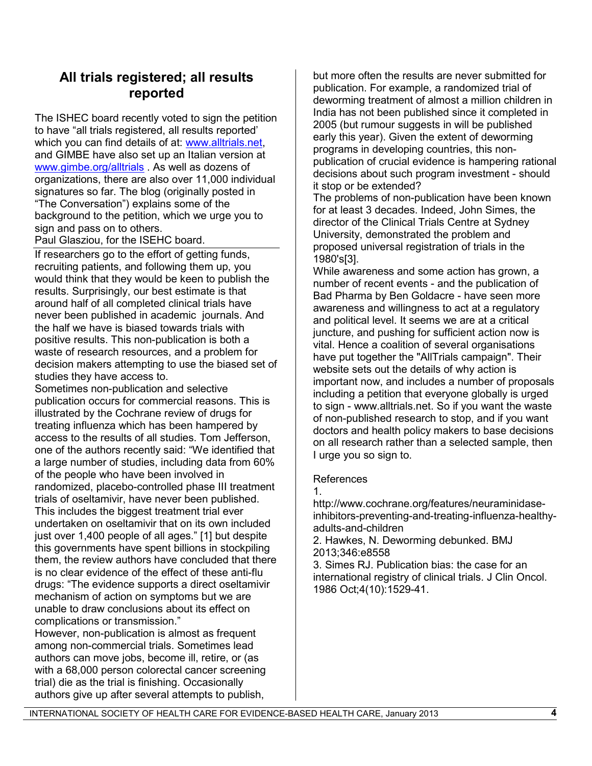## All trials registered; all results reported

The ISHEC board recently voted to sign the petition to have "all trials registered, all results reported' which you can find details of at: www.alltrials.net, and GIMBE have also set up an Italian version at www.gimbe.org/alltrials . As well as dozens of organizations, there are also over 11,000 individual signatures so far. The blog (originally posted in "The Conversation") explains some of the background to the petition, which we urge you to sign and pass on to others.

Paul Glasziou, for the ISEHC board.

---

If researchers go to the effort of getting funds, recruiting patients, and following them up, you would think that they would be keen to publish the results. Surprisingly, our best estimate is that around half of all completed clinical trials have never been published in academic journals. And the half we have is biased towards trials with positive results. This non-publication is both a waste of research resources, and a problem for decision makers attempting to use the biased set of studies they have access to.

Sometimes non-publication and selective publication occurs for commercial reasons. This is illustrated by the Cochrane review of drugs for treating influenza which has been hampered by access to the results of all studies. Tom Jefferson, one of the authors recently said: "We identified that a large number of studies, including data from 60% of the people who have been involved in randomized, placebo-controlled phase III treatment trials of oseltamivir, have never been published. This includes the biggest treatment trial ever undertaken on oseltamivir that on its own included just over 1,400 people of all ages." [1] but despite this governments have spent billions in stockpiling them, the review authors have concluded that there is no clear evidence of the effect of these anti-flu drugs: "The evidence supports a direct oseltamivir mechanism of action on symptoms but we are unable to draw conclusions about its effect on complications or transmission."

However, non-publication is almost as frequent among non-commercial trials. Sometimes lead authors can move jobs, become ill, retire, or (as with a 68,000 person colorectal cancer screening trial) die as the trial is finishing. Occasionally authors give up after several attempts to publish, but more often the results are never submitted for publication. For example, a randomized trial of deworming treatment of almost a million children in India has not been published since it completed in 2005 (but rumour suggests in will be published early this year). Given the extent of deworming programs in developing countries, this non-publication of crucial evidence is hampering rational decisions about such program investment - should it stop or be extended?

The problems of non-publication have been known for at least 3 decades. Indeed, John Simes, the director of the Clinical Trials Centre at Sydney University, demonstrated the problem and proposed universal registration of trials in the 1980's[3].

While awareness and some action has grown, a number of recent events - and the publication of Bad Pharma by Ben Goldacre - have seen more awareness and willingness to act at a regulatory and political level. It seems we are at a critical juncture, and pushing for sufficient action now is vital. Hence a coalition of several organisations have put together the "AllTrials campaign". Their website sets out the details of why action is important now, and includes a number of proposals including a petition that everyone globally is urged to sign - www.alltrials.net. So if you want the waste of non-published research to stop, and if you want doctors and health policy makers to base decisions on all research rather than a selected sample, then I urge you so sign to.

References

1. http://www.cochrane.org/features/neuraminidase-inhibitors-preventing-and-treating-influenza-healthy-adults-and-children
2. Hawkes, N. Deworming debunked. BMJ 2013;346:e8558
3. Simes RJ. Publication bias: the case for an international registry of clinical trials. J Clin Oncol. 1986 Oct;4(10):1529-41.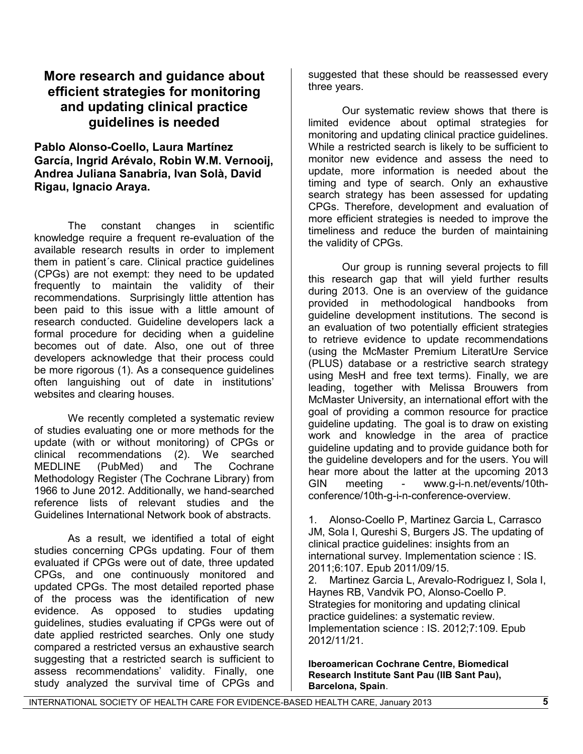# More research and guidance about efficient strategies for monitoring and updating clinical practice guidelines is needed

**Pablo Alonso-Coello, Laura Martínez García, Ingrid Arévalo, Robin W.M. Vernooij, Andrea Juliana Sanabria, Ivan Solà, David Rigau, Ignacio Araya.**

The constant changes in scientific knowledge require a frequent re-evaluation of the available research results in order to implement them in patient´s care. Clinical practice guidelines (CPGs) are not exempt: they need to be updated frequently to maintain the validity of their recommendations. Surprisingly little attention has been paid to this issue with a little amount of research conducted. Guideline developers lack a formal procedure for deciding when a guideline becomes out of date. Also, one out of three developers acknowledge that their process could be more rigorous (1). As a consequence guidelines often languishing out of date in institutions' websites and clearing houses.

We recently completed a systematic review of studies evaluating one or more methods for the update (with or without monitoring) of CPGs or clinical recommendations (2). We searched MEDLINE (PubMed) and The Cochrane Methodology Register (The Cochrane Library) from 1966 to June 2012. Additionally, we hand-searched reference lists of relevant studies and the Guidelines International Network book of abstracts.

As a result, we identified a total of eight studies concerning CPGs updating. Four of them evaluated if CPGs were out of date, three updated CPGs, and one continuously monitored and updated CPGs. The most detailed reported phase of the process was the identification of new evidence. As opposed to studies updating guidelines, studies evaluating if CPGs were out of date applied restricted searches. Only one study compared a restricted versus an exhaustive search suggesting that a restricted search is sufficient to assess recommendations' validity. Finally, one study analyzed the survival time of CPGs and suggested that these should be reassessed every three years.

Our systematic review shows that there is limited evidence about optimal strategies for monitoring and updating clinical practice guidelines. While a restricted search is likely to be sufficient to monitor new evidence and assess the need to update, more information is needed about the timing and type of search. Only an exhaustive search strategy has been assessed for updating CPGs. Therefore, development and evaluation of more efficient strategies is needed to improve the timeliness and reduce the burden of maintaining the validity of CPGs.

Our group is running several projects to fill this research gap that will yield further results during 2013. One is an overview of the guidance provided in methodological handbooks from guideline development institutions. The second is an evaluation of two potentially efficient strategies to retrieve evidence to update recommendations (using the McMaster Premium LiteratUre Service (PLUS) database or a restrictive search strategy using MesH and free text terms). Finally, we are leading, together with Melissa Brouwers from McMaster University, an international effort with the goal of providing a common resource for practice guideline updating. The goal is to draw on existing work and knowledge in the area of practice guideline updating and to provide guidance both for the guideline developers and for the users. You will hear more about the latter at the upcoming 2013 GIN meeting - www.g-i-n.net/events/10th-conference/10th-g-i-n-conference-overview.

1. Alonso-Coello P, Martinez Garcia L, Carrasco JM, Sola I, Qureshi S, Burgers JS. The updating of clinical practice guidelines: insights from an international survey. Implementation science : IS. 2011;6:107. Epub 2011/09/15.
2. Martinez Garcia L, Arevalo-Rodriguez I, Sola I, Haynes RB, Vandvik PO, Alonso-Coello P. Strategies for monitoring and updating clinical practice guidelines: a systematic review. Implementation science : IS. 2012;7:109. Epub 2012/11/21.

**Iberoamerican Cochrane Centre, Biomedical Research Institute Sant Pau (IIB Sant Pau), Barcelona, Spain**.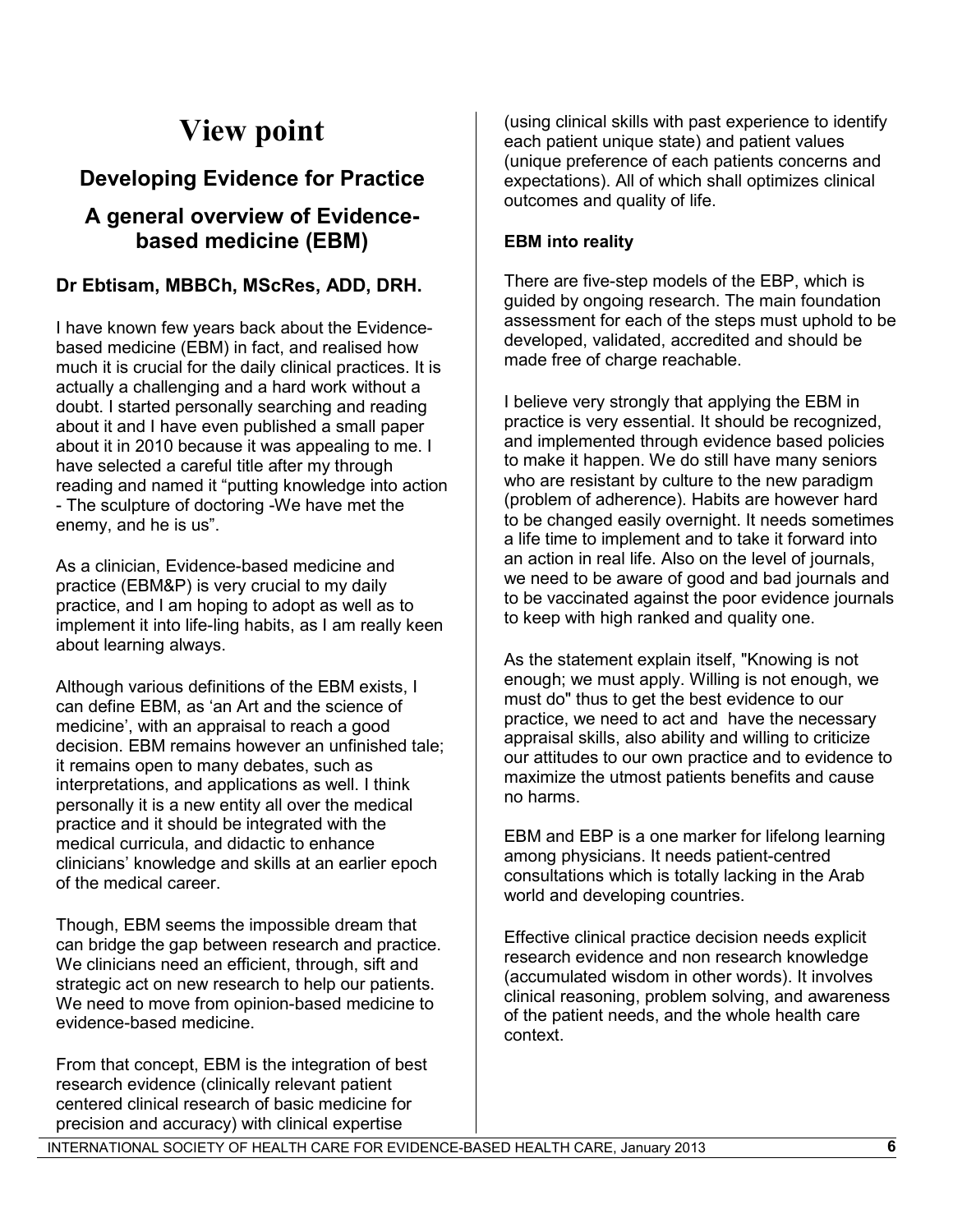# View point

## Developing Evidence for Practice

## A general overview of Evidence-based medicine (EBM)

### Dr Ebtisam, MBBCh, MScRes, ADD, DRH.

I have known few years back about the Evidence-based medicine (EBM) in fact, and realised how much it is crucial for the daily clinical practices. It is actually a challenging and a hard work without a doubt. I started personally searching and reading about it and I have even published a small paper about it in 2010 because it was appealing to me. I have selected a careful title after my through reading and named it "putting knowledge into action - The sculpture of doctoring -We have met the enemy, and he is us".

As a clinician, Evidence-based medicine and practice (EBM&P) is very crucial to my daily practice, and I am hoping to adopt as well as to implement it into life-ling habits, as I am really keen about learning always.

Although various definitions of the EBM exists, I can define EBM, as 'an Art and the science of medicine', with an appraisal to reach a good decision. EBM remains however an unfinished tale; it remains open to many debates, such as interpretations, and applications as well. I think personally it is a new entity all over the medical practice and it should be integrated with the medical curricula, and didactic to enhance clinicians' knowledge and skills at an earlier epoch of the medical career.

Though, EBM seems the impossible dream that can bridge the gap between research and practice. We clinicians need an efficient, through, sift and strategic act on new research to help our patients. We need to move from opinion-based medicine to evidence-based medicine.

From that concept, EBM is the integration of best research evidence (clinically relevant patient centered clinical research of basic medicine for precision and accuracy) with clinical expertise (using clinical skills with past experience to identify each patient unique state) and patient values (unique preference of each patients concerns and expectations). All of which shall optimizes clinical outcomes and quality of life.

**EBM into reality**

There are five-step models of the EBP, which is guided by ongoing research. The main foundation assessment for each of the steps must uphold to be developed, validated, accredited and should be made free of charge reachable.

I believe very strongly that applying the EBM in practice is very essential. It should be recognized, and implemented through evidence based policies to make it happen. We do still have many seniors who are resistant by culture to the new paradigm (problem of adherence). Habits are however hard to be changed easily overnight. It needs sometimes a life time to implement and to take it forward into an action in real life. Also on the level of journals, we need to be aware of good and bad journals and to be vaccinated against the poor evidence journals to keep with high ranked and quality one.

As the statement explain itself, "Knowing is not enough; we must apply. Willing is not enough, we must do" thus to get the best evidence to our practice, we need to act and have the necessary appraisal skills, also ability and willing to criticize our attitudes to our own practice and to evidence to maximize the utmost patients benefits and cause no harms.

EBM and EBP is a one marker for lifelong learning among physicians. It needs patient-centred consultations which is totally lacking in the Arab world and developing countries.

Effective clinical practice decision needs explicit research evidence and non research knowledge (accumulated wisdom in other words). It involves clinical reasoning, problem solving, and awareness of the patient needs, and the whole health care context.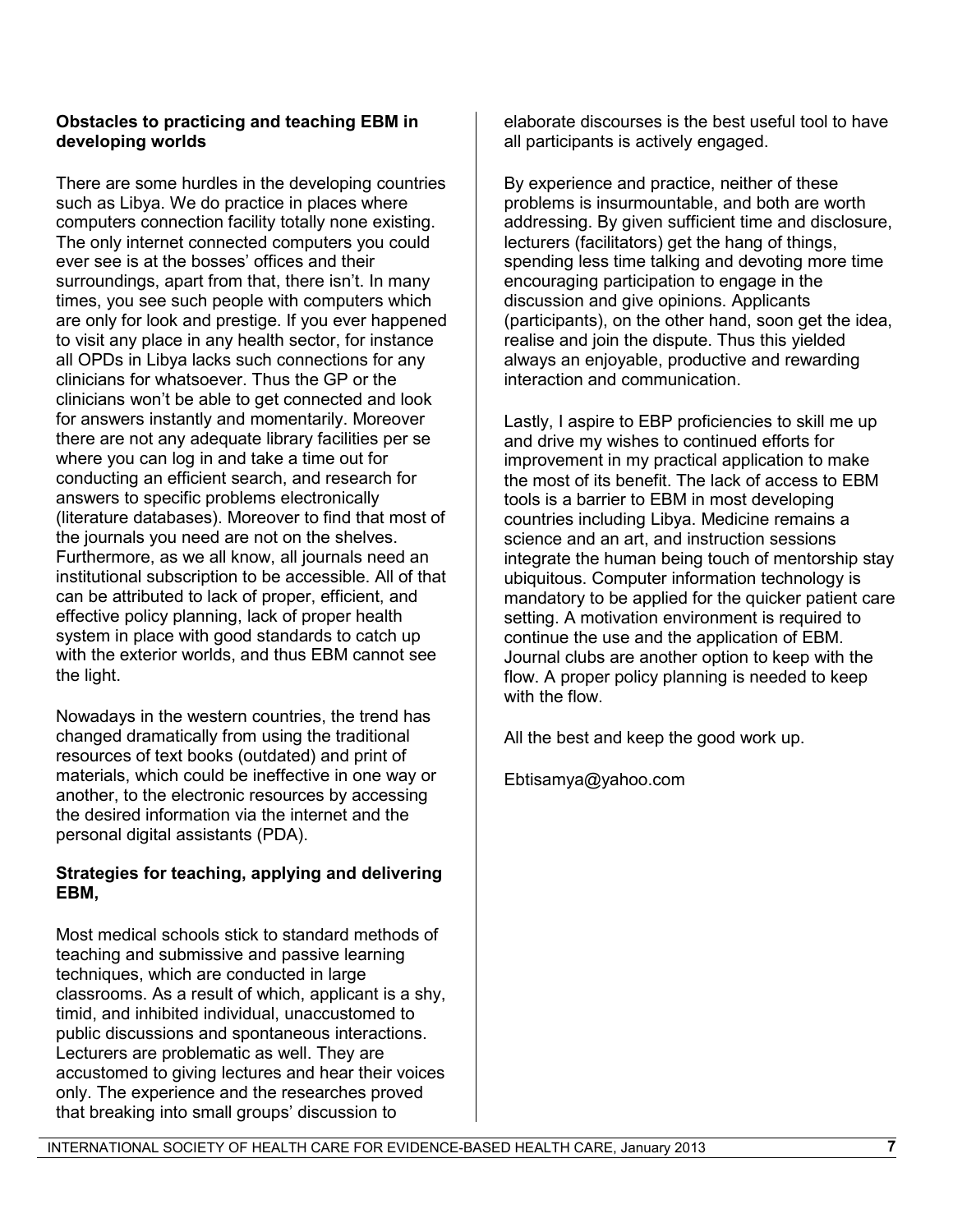**Obstacles to practicing and teaching EBM in developing worlds**

There are some hurdles in the developing countries such as Libya. We do practice in places where computers connection facility totally none existing. The only internet connected computers you could ever see is at the bosses' offices and their surroundings, apart from that, there isn't. In many times, you see such people with computers which are only for look and prestige. If you ever happened to visit any place in any health sector, for instance all OPDs in Libya lacks such connections for any clinicians for whatsoever. Thus the GP or the clinicians won't be able to get connected and look for answers instantly and momentarily. Moreover there are not any adequate library facilities per se where you can log in and take a time out for conducting an efficient search, and research for answers to specific problems electronically (literature databases). Moreover to find that most of the journals you need are not on the shelves. Furthermore, as we all know, all journals need an institutional subscription to be accessible. All of that can be attributed to lack of proper, efficient, and effective policy planning, lack of proper health system in place with good standards to catch up with the exterior worlds, and thus EBM cannot see the light.

Nowadays in the western countries, the trend has changed dramatically from using the traditional resources of text books (outdated) and print of materials, which could be ineffective in one way or another, to the electronic resources by accessing the desired information via the internet and the personal digital assistants (PDA).

**Strategies for teaching, applying and delivering EBM,**

Most medical schools stick to standard methods of teaching and submissive and passive learning techniques, which are conducted in large classrooms. As a result of which, applicant is a shy, timid, and inhibited individual, unaccustomed to public discussions and spontaneous interactions. Lecturers are problematic as well. They are accustomed to giving lectures and hear their voices only. The experience and the researches proved that breaking into small groups' discussion to elaborate discourses is the best useful tool to have all participants is actively engaged.

By experience and practice, neither of these problems is insurmountable, and both are worth addressing. By given sufficient time and disclosure, lecturers (facilitators) get the hang of things, spending less time talking and devoting more time encouraging participation to engage in the discussion and give opinions. Applicants (participants), on the other hand, soon get the idea, realise and join the dispute. Thus this yielded always an enjoyable, productive and rewarding interaction and communication.

Lastly, I aspire to EBP proficiencies to skill me up and drive my wishes to continued efforts for improvement in my practical application to make the most of its benefit. The lack of access to EBM tools is a barrier to EBM in most developing countries including Libya. Medicine remains a science and an art, and instruction sessions integrate the human being touch of mentorship stay ubiquitous. Computer information technology is mandatory to be applied for the quicker patient care setting. A motivation environment is required to continue the use and the application of EBM. Journal clubs are another option to keep with the flow. A proper policy planning is needed to keep with the flow.

All the best and keep the good work up.

Ebtisamya@yahoo.com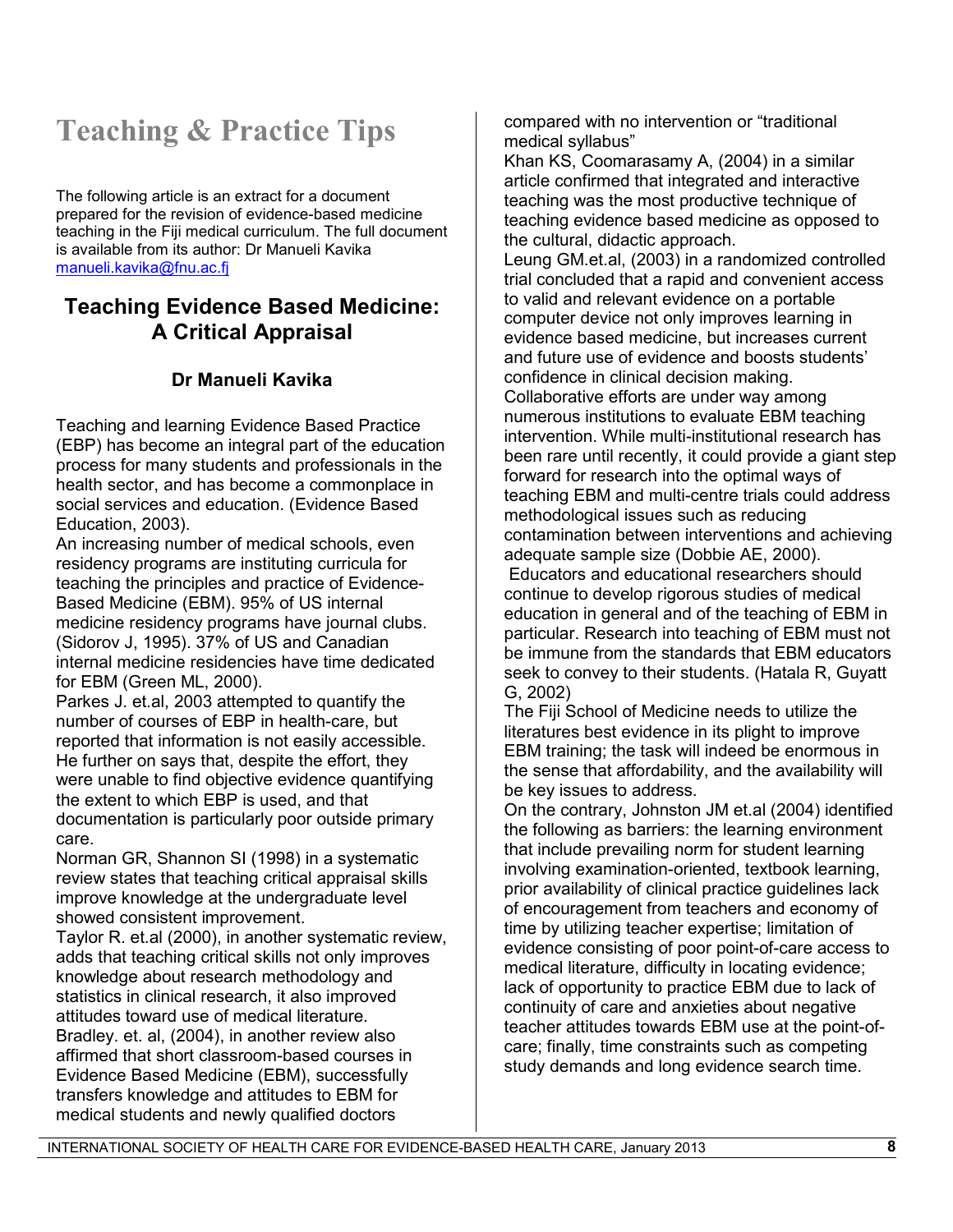# Teaching & Practice Tips

The following article is an extract for a document prepared for the revision of evidence-based medicine teaching in the Fiji medical curriculum. The full document is available from its author: Dr Manueli Kavika manueli.kavika@fnu.ac.fj

## Teaching Evidence Based Medicine: A Critical Appraisal

### Dr Manueli Kavika

Teaching and learning Evidence Based Practice (EBP) has become an integral part of the education process for many students and professionals in the health sector, and has become a commonplace in social services and education. (Evidence Based Education, 2003).

An increasing number of medical schools, even residency programs are instituting curricula for teaching the principles and practice of Evidence-Based Medicine (EBM). 95% of US internal medicine residency programs have journal clubs. (Sidorov J, 1995). 37% of US and Canadian internal medicine residencies have time dedicated for EBM (Green ML, 2000).

Parkes J. et.al, 2003 attempted to quantify the number of courses of EBP in health-care, but reported that information is not easily accessible. He further on says that, despite the effort, they were unable to find objective evidence quantifying the extent to which EBP is used, and that documentation is particularly poor outside primary care.

Norman GR, Shannon SI (1998) in a systematic review states that teaching critical appraisal skills improve knowledge at the undergraduate level showed consistent improvement.

Taylor R. et.al (2000), in another systematic review, adds that teaching critical skills not only improves knowledge about research methodology and statistics in clinical research, it also improved attitudes toward use of medical literature.

Bradley. et. al, (2004), in another review also affirmed that short classroom-based courses in Evidence Based Medicine (EBM), successfully transfers knowledge and attitudes to EBM for medical students and newly qualified doctors compared with no intervention or "traditional medical syllabus"

Khan KS, Coomarasamy A, (2004) in a similar article confirmed that integrated and interactive teaching was the most productive technique of teaching evidence based medicine as opposed to the cultural, didactic approach.

Leung GM.et.al, (2003) in a randomized controlled trial concluded that a rapid and convenient access to valid and relevant evidence on a portable computer device not only improves learning in evidence based medicine, but increases current and future use of evidence and boosts students' confidence in clinical decision making.

Collaborative efforts are under way among numerous institutions to evaluate EBM teaching intervention. While multi-institutional research has been rare until recently, it could provide a giant step forward for research into the optimal ways of teaching EBM and multi-centre trials could address methodological issues such as reducing contamination between interventions and achieving adequate sample size (Dobbie AE, 2000).

Educators and educational researchers should continue to develop rigorous studies of medical education in general and of the teaching of EBM in particular. Research into teaching of EBM must not be immune from the standards that EBM educators seek to convey to their students. (Hatala R, Guyatt G, 2002)

The Fiji School of Medicine needs to utilize the literatures best evidence in its plight to improve EBM training; the task will indeed be enormous in the sense that affordability, and the availability will be key issues to address.

On the contrary, Johnston JM et.al (2004) identified the following as barriers: the learning environment that include prevailing norm for student learning involving examination-oriented, textbook learning, prior availability of clinical practice guidelines lack of encouragement from teachers and economy of time by utilizing teacher expertise; limitation of evidence consisting of poor point-of-care access to medical literature, difficulty in locating evidence; lack of opportunity to practice EBM due to lack of continuity of care and anxieties about negative teacher attitudes towards EBM use at the point-of-care; finally, time constraints such as competing study demands and long evidence search time.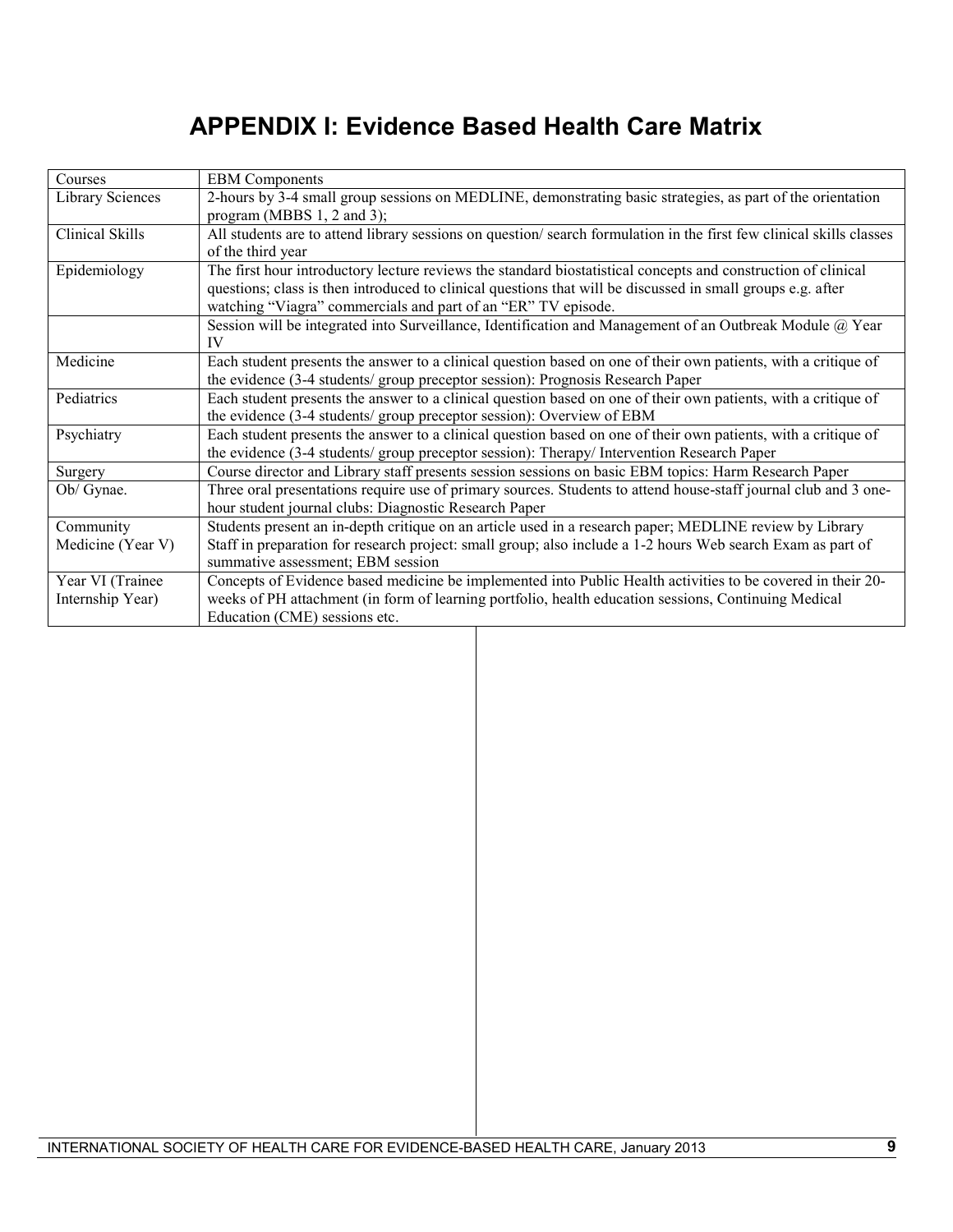# APPENDIX I: Evidence Based Health Care Matrix

| Courses | EBM Components |
|---|---|
| Library Sciences | 2-hours by 3-4 small group sessions on MEDLINE, demonstrating basic strategies, as part of the orientation program (MBBS 1, 2 and 3); |
| Clinical Skills | All students are to attend library sessions on question/ search formulation in the first few clinical skills classes of the third year |
| Epidemiology | The first hour introductory lecture reviews the standard biostatistical concepts and construction of clinical questions; class is then introduced to clinical questions that will be discussed in small groups e.g. after watching "Viagra" commercials and part of an "ER" TV episode. |
| | Session will be integrated into Surveillance, Identification and Management of an Outbreak Module @ Year IV |
| Medicine | Each student presents the answer to a clinical question based on one of their own patients, with a critique of the evidence (3-4 students/ group preceptor session): Prognosis Research Paper |
| Pediatrics | Each student presents the answer to a clinical question based on one of their own patients, with a critique of the evidence (3-4 students/ group preceptor session): Overview of EBM |
| Psychiatry | Each student presents the answer to a clinical question based on one of their own patients, with a critique of the evidence (3-4 students/ group preceptor session): Therapy/ Intervention Research Paper |
| Surgery | Course director and Library staff presents session sessions on basic EBM topics: Harm Research Paper |
| Ob/ Gynae. | Three oral presentations require use of primary sources. Students to attend house-staff journal club and 3 one-hour student journal clubs: Diagnostic Research Paper |
| Community Medicine (Year V) | Students present an in-depth critique on an article used in a research paper; MEDLINE review by Library Staff in preparation for research project: small group; also include a 1-2 hours Web search Exam as part of summative assessment; EBM session |
| Year VI (Trainee Internship Year) | Concepts of Evidence based medicine be implemented into Public Health activities to be covered in their 20-weeks of PH attachment (in form of learning portfolio, health education sessions, Continuing Medical Education (CME) sessions etc. |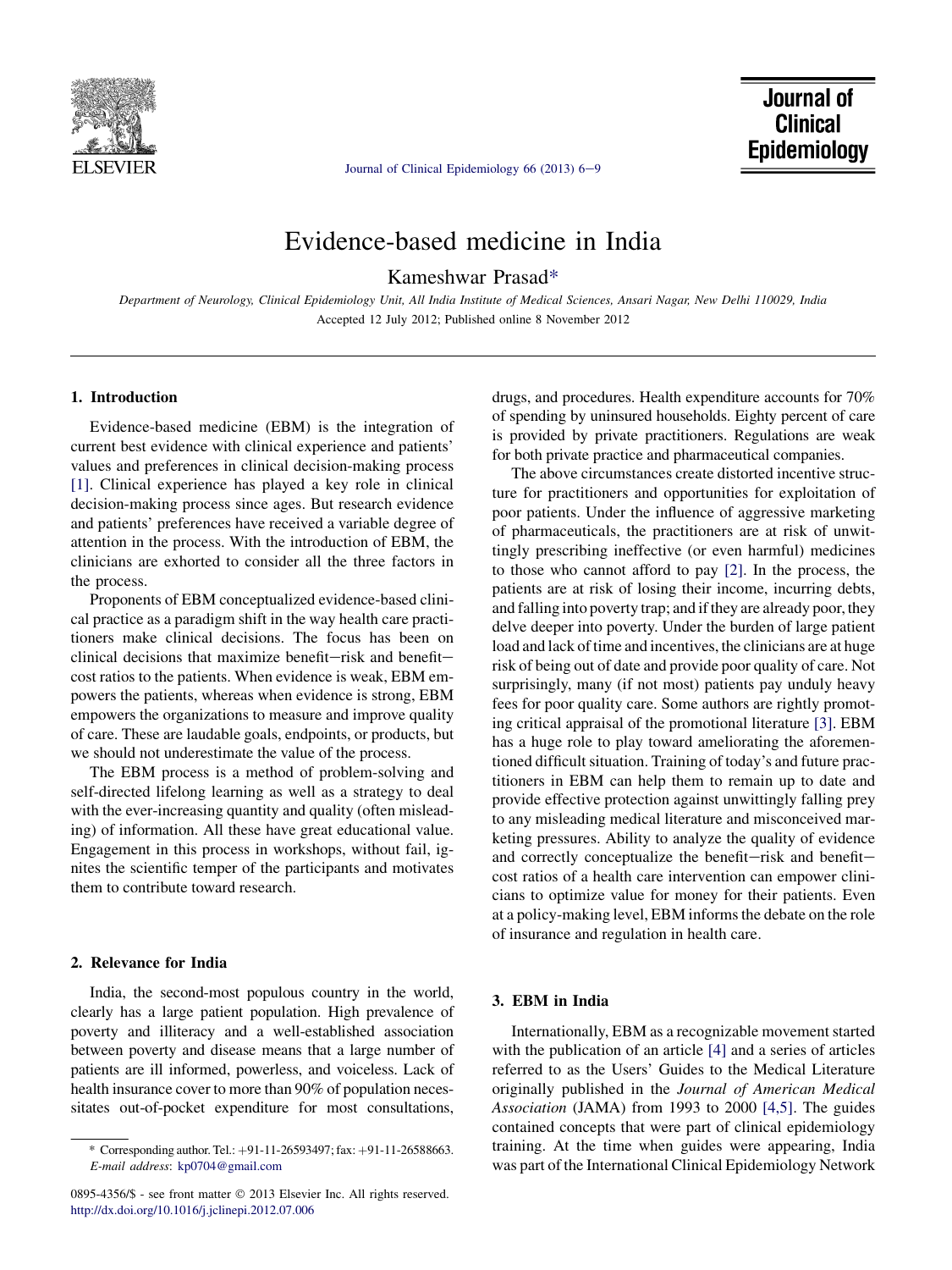# Evidence-based medicine in India

Kameshwar Prasad*

*Department of Neurology, Clinical Epidemiology Unit, All India Institute of Medical Sciences, Ansari Nagar, New Delhi 110029, India*

Accepted 12 July 2012; Published online 8 November 2012

## 1. Introduction

Evidence-based medicine (EBM) is the integration of current best evidence with clinical experience and patients' values and preferences in clinical decision-making process [1]. Clinical experience has played a key role in clinical decision-making process since ages. But research evidence and patients' preferences have received a variable degree of attention in the process. With the introduction of EBM, the clinicians are exhorted to consider all the three factors in the process.

Proponents of EBM conceptualized evidence-based clinical practice as a paradigm shift in the way health care practitioners make clinical decisions. The focus has been on clinical decisions that maximize benefit–risk and benefit–cost ratios to the patients. When evidence is weak, EBM empowers the patients, whereas when evidence is strong, EBM empowers the organizations to measure and improve quality of care. These are laudable goals, endpoints, or products, but we should not underestimate the value of the process.

The EBM process is a method of problem-solving and self-directed lifelong learning as well as a strategy to deal with the ever-increasing quantity and quality (often misleading) of information. All these have great educational value. Engagement in this process in workshops, without fail, ignites the scientific temper of the participants and motivates them to contribute toward research.

## 2. Relevance for India

India, the second-most populous country in the world, clearly has a large patient population. High prevalence of poverty and illiteracy and a well-established association between poverty and disease means that a large number of patients are ill informed, powerless, and voiceless. Lack of health insurance cover to more than 90% of population necessitates out-of-pocket expenditure for most consultations, drugs, and procedures. Health expenditure accounts for 70% of spending by uninsured households. Eighty percent of care is provided by private practitioners. Regulations are weak for both private practice and pharmaceutical companies.

The above circumstances create distorted incentive structure for practitioners and opportunities for exploitation of poor patients. Under the influence of aggressive marketing of pharmaceuticals, the practitioners are at risk of unwittingly prescribing ineffective (or even harmful) medicines to those who cannot afford to pay [2]. In the process, the patients are at risk of losing their income, incurring debts, and falling into poverty trap; and if they are already poor, they delve deeper into poverty. Under the burden of large patient load and lack of time and incentives, the clinicians are at huge risk of being out of date and provide poor quality of care. Not surprisingly, many (if not most) patients pay unduly heavy fees for poor quality care. Some authors are rightly promoting critical appraisal of the promotional literature [3]. EBM has a huge role to play toward ameliorating the aforementioned difficult situation. Training of today's and future practitioners in EBM can help them to remain up to date and provide effective protection against unwittingly falling prey to any misleading medical literature and misconceived marketing pressures. Ability to analyze the quality of evidence and correctly conceptualize the benefit–risk and benefit–cost ratios of a health care intervention can empower clinicians to optimize value for money for their patients. Even at a policy-making level, EBM informs the debate on the role of insurance and regulation in health care.

## 3. EBM in India

Internationally, EBM as a recognizable movement started with the publication of an article [4] and a series of articles referred to as the Users' Guides to the Medical Literature originally published in the *Journal of American Medical Association* (JAMA) from 1993 to 2000 [4,5]. The guides contained concepts that were part of clinical epidemiology training. At the time when guides were appearing, India was part of the International Clinical Epidemiology Network

---

* Corresponding author. Tel.: +91-11-26593497; fax: +91-11-26588663. *E-mail address*: kp0704@gmail.com

0895-4356/$ - see front matter © 2013 Elsevier Inc. All rights reserved.
http://dx.doi.org/10.1016/j.jclinepi.2012.07.006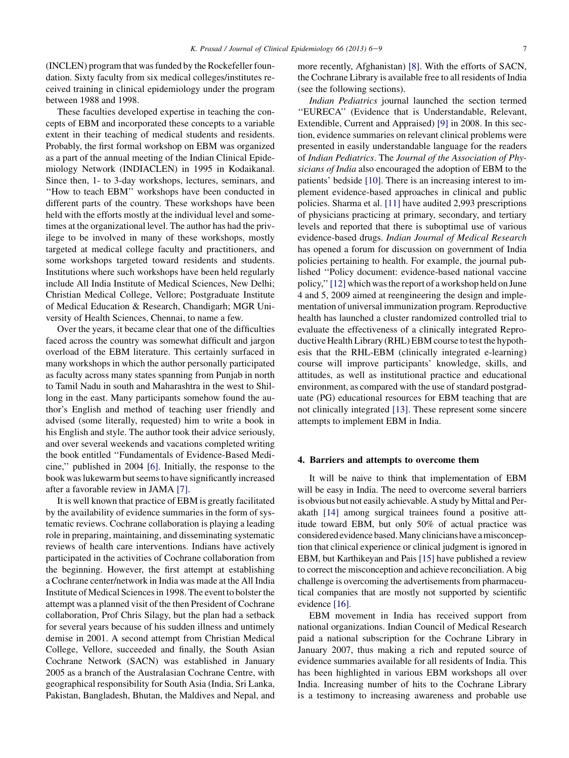(INCLEN) program that was funded by the Rockefeller foundation. Sixty faculty from six medical colleges/institutes received training in clinical epidemiology under the program between 1988 and 1998.

These faculties developed expertise in teaching the concepts of EBM and incorporated these concepts to a variable extent in their teaching of medical students and residents. Probably, the first formal workshop on EBM was organized as a part of the annual meeting of the Indian Clinical Epidemiology Network (INDIACLEN) in 1995 in Kodaikanal. Since then, 1- to 3-day workshops, lectures, seminars, and "How to teach EBM" workshops have been conducted in different parts of the country. These workshops have been held with the efforts mostly at the individual level and sometimes at the organizational level. The author has had the privilege to be involved in many of these workshops, mostly targeted at medical college faculty and practitioners, and some workshops targeted toward residents and students. Institutions where such workshops have been held regularly include All India Institute of Medical Sciences, New Delhi; Christian Medical College, Vellore; Postgraduate Institute of Medical Education & Research, Chandigarh; MGR University of Health Sciences, Chennai, to name a few.

Over the years, it became clear that one of the difficulties faced across the country was somewhat difficult and jargon overload of the EBM literature. This certainly surfaced in many workshops in which the author personally participated as faculty across many states spanning from Punjab in north to Tamil Nadu in south and Maharashtra in the west to Shillong in the east. Many participants somehow found the author's English and method of teaching user friendly and advised (some literally, requested) him to write a book in his English and style. The author took their advice seriously, and over several weekends and vacations completed writing the book entitled "Fundamentals of Evidence-Based Medicine," published in 2004 [6]. Initially, the response to the book was lukewarm but seems to have significantly increased after a favorable review in JAMA [7].

It is well known that practice of EBM is greatly facilitated by the availability of evidence summaries in the form of systematic reviews. Cochrane collaboration is playing a leading role in preparing, maintaining, and disseminating systematic reviews of health care interventions. Indians have actively participated in the activities of Cochrane collaboration from the beginning. However, the first attempt at establishing a Cochrane center/network in India was made at the All India Institute of Medical Sciences in 1998. The event to bolster the attempt was a planned visit of the then President of Cochrane collaboration, Prof Chris Silagy, but the plan had a setback for several years because of his sudden illness and untimely demise in 2001. A second attempt from Christian Medical College, Vellore, succeeded and finally, the South Asian Cochrane Network (SACN) was established in January 2005 as a branch of the Australasian Cochrane Centre, with geographical responsibility for South Asia (India, Sri Lanka, Pakistan, Bangladesh, Bhutan, the Maldives and Nepal, and more recently, Afghanistan) [8]. With the efforts of SACN, the Cochrane Library is available free to all residents of India (see the following sections).

*Indian Pediatrics* journal launched the section termed "EURECA" (Evidence that is Understandable, Relevant, Extendible, Current and Appraised) [9] in 2008. In this section, evidence summaries on relevant clinical problems were presented in easily understandable language for the readers of *Indian Pediatrics*. The *Journal of the Association of Physicians of India* also encouraged the adoption of EBM to the patients' bedside [10]. There is an increasing interest to implement evidence-based approaches in clinical and public policies. Sharma et al. [11] have audited 2,993 prescriptions of physicians practicing at primary, secondary, and tertiary levels and reported that there is suboptimal use of various evidence-based drugs. *Indian Journal of Medical Research* has opened a forum for discussion on government of India policies pertaining to health. For example, the journal published "Policy document: evidence-based national vaccine policy," [12] which was the report of a workshop held on June 4 and 5, 2009 aimed at reengineering the design and implementation of universal immunization program. Reproductive health has launched a cluster randomized controlled trial to evaluate the effectiveness of a clinically integrated Reproductive Health Library (RHL) EBM course to test the hypothesis that the RHL-EBM (clinically integrated e-learning) course will improve participants' knowledge, skills, and attitudes, as well as institutional practice and educational environment, as compared with the use of standard postgraduate (PG) educational resources for EBM teaching that are not clinically integrated [13]. These represent some sincere attempts to implement EBM in India.

## 4. Barriers and attempts to overcome them

It will be naive to think that implementation of EBM will be easy in India. The need to overcome several barriers is obvious but not easily achievable. A study by Mittal and Perakath [14] among surgical trainees found a positive attitude toward EBM, but only 50% of actual practice was considered evidence based. Many clinicians have a misconception that clinical experience or clinical judgment is ignored in EBM, but Karthikeyan and Pais [15] have published a review to correct the misconception and achieve reconciliation. A big challenge is overcoming the advertisements from pharmaceutical companies that are mostly not supported by scientific evidence [16].

EBM movement in India has received support from national organizations. Indian Council of Medical Research paid a national subscription for the Cochrane Library in January 2007, thus making a rich and reputed source of evidence summaries available for all residents of India. This has been highlighted in various EBM workshops all over India. Increasing number of hits to the Cochrane Library is a testimony to increasing awareness and probable use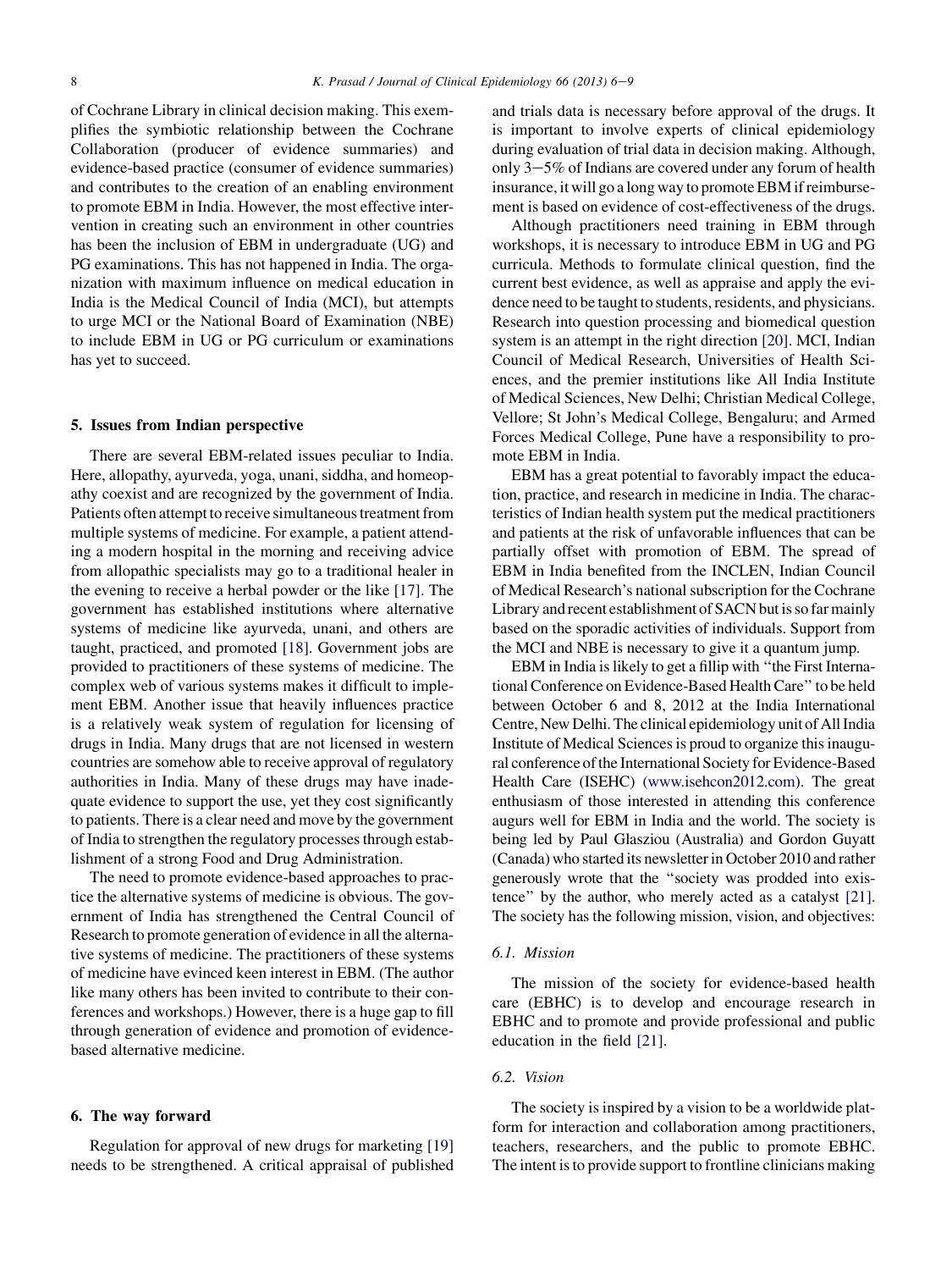of Cochrane Library in clinical decision making. This exemplifies the symbiotic relationship between the Cochrane Collaboration (producer of evidence summaries) and evidence-based practice (consumer of evidence summaries) and contributes to the creation of an enabling environment to promote EBM in India. However, the most effective intervention in creating such an environment in other countries has been the inclusion of EBM in undergraduate (UG) and PG examinations. This has not happened in India. The organization with maximum influence on medical education in India is the Medical Council of India (MCI), but attempts to urge MCI or the National Board of Examination (NBE) to include EBM in UG or PG curriculum or examinations has yet to succeed.

## 5. Issues from Indian perspective

There are several EBM-related issues peculiar to India. Here, allopathy, ayurveda, yoga, unani, siddha, and homeopathy coexist and are recognized by the government of India. Patients often attempt to receive simultaneous treatment from multiple systems of medicine. For example, a patient attending a modern hospital in the morning and receiving advice from allopathic specialists may go to a traditional healer in the evening to receive a herbal powder or the like [17]. The government has established institutions where alternative systems of medicine like ayurveda, unani, and others are taught, practiced, and promoted [18]. Government jobs are provided to practitioners of these systems of medicine. The complex web of various systems makes it difficult to implement EBM. Another issue that heavily influences practice is a relatively weak system of regulation for licensing of drugs in India. Many drugs that are not licensed in western countries are somehow able to receive approval of regulatory authorities in India. Many of these drugs may have inadequate evidence to support the use, yet they cost significantly to patients. There is a clear need and move by the government of India to strengthen the regulatory processes through establishment of a strong Food and Drug Administration.

The need to promote evidence-based approaches to practice the alternative systems of medicine is obvious. The government of India has strengthened the Central Council of Research to promote generation of evidence in all the alternative systems of medicine. The practitioners of these systems of medicine have evinced keen interest in EBM. (The author like many others has been invited to contribute to their conferences and workshops.) However, there is a huge gap to fill through generation of evidence and promotion of evidence-based alternative medicine.

## 6. The way forward

Regulation for approval of new drugs for marketing [19] needs to be strengthened. A critical appraisal of published and trials data is necessary before approval of the drugs. It is important to involve experts of clinical epidemiology during evaluation of trial data in decision making. Although, only 3−5% of Indians are covered under any forum of health insurance, it will go a long way to promote EBM if reimbursement is based on evidence of cost-effectiveness of the drugs.

Although practitioners need training in EBM through workshops, it is necessary to introduce EBM in UG and PG curricula. Methods to formulate clinical question, find the current best evidence, as well as appraise and apply the evidence need to be taught to students, residents, and physicians. Research into question processing and biomedical question system is an attempt in the right direction [20]. MCI, Indian Council of Medical Research, Universities of Health Sciences, and the premier institutions like All India Institute of Medical Sciences, New Delhi; Christian Medical College, Vellore; St John's Medical College, Bengaluru; and Armed Forces Medical College, Pune have a responsibility to promote EBM in India.

EBM has a great potential to favorably impact the education, practice, and research in medicine in India. The characteristics of Indian health system put the medical practitioners and patients at the risk of unfavorable influences that can be partially offset with promotion of EBM. The spread of EBM in India benefited from the INCLEN, Indian Council of Medical Research's national subscription for the Cochrane Library and recent establishment of SACN but is so far mainly based on the sporadic activities of individuals. Support from the MCI and NBE is necessary to give it a quantum jump.

EBM in India is likely to get a fillip with "the First International Conference on Evidence-Based Health Care" to be held between October 6 and 8, 2012 at the India International Centre, New Delhi. The clinical epidemiology unit of All India Institute of Medical Sciences is proud to organize this inaugural conference of the International Society for Evidence-Based Health Care (ISEHC) (www.isehcon2012.com). The great enthusiasm of those interested in attending this conference augurs well for EBM in India and the world. The society is being led by Paul Glasziou (Australia) and Gordon Guyatt (Canada) who started its newsletter in October 2010 and rather generously wrote that the "society was prodded into existence" by the author, who merely acted as a catalyst [21]. The society has the following mission, vision, and objectives:

### 6.1. Mission

The mission of the society for evidence-based health care (EBHC) is to develop and encourage research in EBHC and to promote and provide professional and public education in the field [21].

### 6.2. Vision

The society is inspired by a vision to be a worldwide platform for interaction and collaboration among practitioners, teachers, researchers, and the public to promote EBHC. The intent is to provide support to frontline clinicians making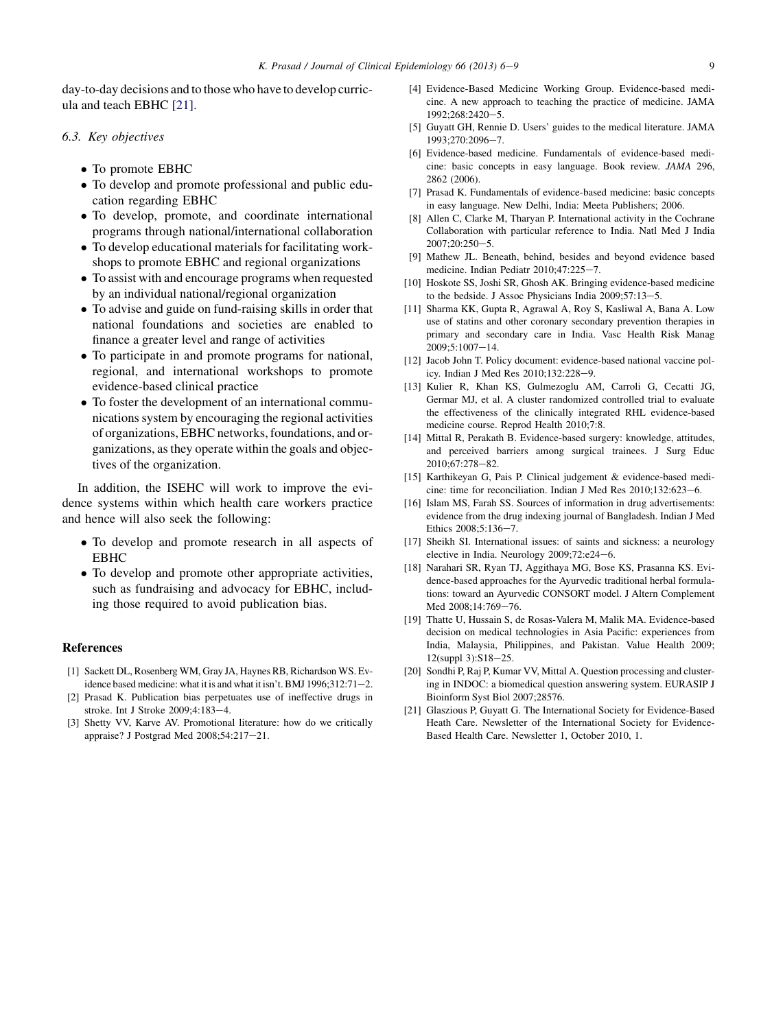day-to-day decisions and to those who have to develop curricula and teach EBHC [21].

### 6.3. Key objectives

- To promote EBHC
- To develop and promote professional and public education regarding EBHC
- To develop, promote, and coordinate international programs through national/international collaboration
- To develop educational materials for facilitating workshops to promote EBHC and regional organizations
- To assist with and encourage programs when requested by an individual national/regional organization
- To advise and guide on fund-raising skills in order that national foundations and societies are enabled to finance a greater level and range of activities
- To participate in and promote programs for national, regional, and international workshops to promote evidence-based clinical practice
- To foster the development of an international communications system by encouraging the regional activities of organizations, EBHC networks, foundations, and organizations, as they operate within the goals and objectives of the organization.

In addition, the ISEHC will work to improve the evidence systems within which health care workers practice and hence will also seek the following:

- To develop and promote research in all aspects of EBHC
- To develop and promote other appropriate activities, such as fundraising and advocacy for EBHC, including those required to avoid publication bias.

## References

[1] Sackett DL, Rosenberg WM, Gray JA, Haynes RB, Richardson WS. Evidence based medicine: what it is and what it isn't. BMJ 1996;312:71–2.

[2] Prasad K. Publication bias perpetuates use of ineffective drugs in stroke. Int J Stroke 2009;4:183–4.

[3] Shetty VV, Karve AV. Promotional literature: how do we critically appraise? J Postgrad Med 2008;54:217–21.

[4] Evidence-Based Medicine Working Group. Evidence-based medicine. A new approach to teaching the practice of medicine. JAMA 1992;268:2420–5.

[5] Guyatt GH, Rennie D. Users' guides to the medical literature. JAMA 1993;270:2096–7.

[6] Evidence-based medicine. Fundamentals of evidence-based medicine: basic concepts in easy language. Book review. *JAMA* 296, 2862 (2006).

[7] Prasad K. Fundamentals of evidence-based medicine: basic concepts in easy language. New Delhi, India: Meeta Publishers; 2006.

[8] Allen C, Clarke M, Tharyan P. International activity in the Cochrane Collaboration with particular reference to India. Natl Med J India 2007;20:250–5.

[9] Mathew JL. Beneath, behind, besides and beyond evidence based medicine. Indian Pediatr 2010;47:225–7.

[10] Hoskote SS, Joshi SR, Ghosh AK. Bringing evidence-based medicine to the bedside. J Assoc Physicians India 2009;57:13–5.

[11] Sharma KK, Gupta R, Agrawal A, Roy S, Kasliwal A, Bana A. Low use of statins and other coronary secondary prevention therapies in primary and secondary care in India. Vasc Health Risk Manag 2009;5:1007–14.

[12] Jacob John T. Policy document: evidence-based national vaccine policy. Indian J Med Res 2010;132:228–9.

[13] Kulier R, Khan KS, Gulmezoglu AM, Carroli G, Cecatti JG, Germar MJ, et al. A cluster randomized controlled trial to evaluate the effectiveness of the clinically integrated RHL evidence-based medicine course. Reprod Health 2010;7:8.

[14] Mittal R, Perakath B. Evidence-based surgery: knowledge, attitudes, and perceived barriers among surgical trainees. J Surg Educ 2010;67:278–82.

[15] Karthikeyan G, Pais P. Clinical judgement & evidence-based medicine: time for reconciliation. Indian J Med Res 2010;132:623–6.

[16] Islam MS, Farah SS. Sources of information in drug advertisements: evidence from the drug indexing journal of Bangladesh. Indian J Med Ethics 2008;5:136–7.

[17] Sheikh SI. International issues: of saints and sickness: a neurology elective in India. Neurology 2009;72:e24–6.

[18] Narahari SR, Ryan TJ, Aggithaya MG, Bose KS, Prasanna KS. Evidence-based approaches for the Ayurvedic traditional herbal formulations: toward an Ayurvedic CONSORT model. J Altern Complement Med 2008;14:769–76.

[19] Thatte U, Hussain S, de Rosas-Valera M, Malik MA. Evidence-based decision on medical technologies in Asia Pacific: experiences from India, Malaysia, Philippines, and Pakistan. Value Health 2009; 12(suppl 3):S18–25.

[20] Sondhi P, Raj P, Kumar VV, Mittal A. Question processing and clustering in INDOC: a biomedical question answering system. EURASIP J Bioinform Syst Biol 2007;28576.

[21] Glasziou P, Guyatt G. The International Society for Evidence-Based Heath Care. Newsletter of the International Society for Evidence-Based Health Care. Newsletter 1, October 2010, 1.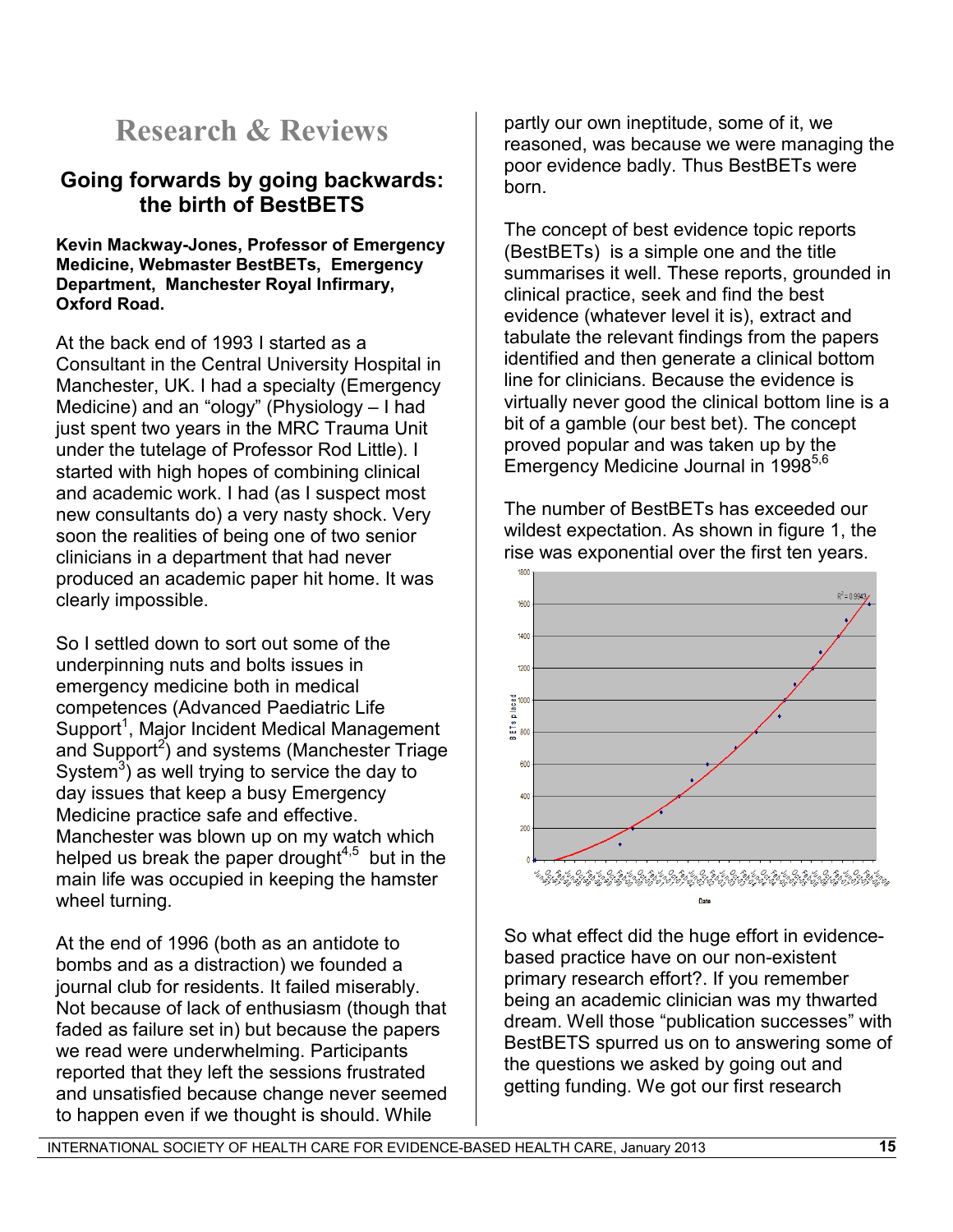# Research & Reviews

## Going forwards by going backwards: the birth of BestBETS

**Kevin Mackway-Jones, Professor of Emergency Medicine, Webmaster BestBETs, Emergency Department, Manchester Royal Infirmary, Oxford Road.**

At the back end of 1993 I started as a Consultant in the Central University Hospital in Manchester, UK. I had a specialty (Emergency Medicine) and an "ology" (Physiology – I had just spent two years in the MRC Trauma Unit under the tutelage of Professor Rod Little). I started with high hopes of combining clinical and academic work. I had (as I suspect most new consultants do) a very nasty shock. Very soon the realities of being one of two senior clinicians in a department that had never produced an academic paper hit home. It was clearly impossible.

So I settled down to sort out some of the underpinning nuts and bolts issues in emergency medicine both in medical competences (Advanced Paediatric Life Support[1], Major Incident Medical Management and Support[2]) and systems (Manchester Triage System[3]) as well trying to service the day to day issues that keep a busy Emergency Medicine practice safe and effective. Manchester was blown up on my watch which helped us break the paper drought[4,5] but in the main life was occupied in keeping the hamster wheel turning.

At the end of 1996 (both as an antidote to bombs and as a distraction) we founded a journal club for residents. It failed miserably. Not because of lack of enthusiasm (though that faded as failure set in) but because the papers we read were underwhelming. Participants reported that they left the sessions frustrated and unsatisfied because change never seemed to happen even if we thought is should. While partly our own ineptitude, some of it, we reasoned, was because we were managing the poor evidence badly. Thus BestBETs were born.

The concept of best evidence topic reports (BestBETs) is a simple one and the title summarises it well. These reports, grounded in clinical practice, seek and find the best evidence (whatever level it is), extract and tabulate the relevant findings from the papers identified and then generate a clinical bottom line for clinicians. Because the evidence is virtually never good the clinical bottom line is a bit of a gamble (our best bet). The concept proved popular and was taken up by the Emergency Medicine Journal in 1998[5,6]

The number of BestBETs has exceeded our wildest expectation. As shown in figure 1, the rise was exponential over the first ten years.

So what effect did the huge effort in evidence-based practice have on our non-existent primary research effort?. If you remember being an academic clinician was my thwarted dream. Well those "publication successes" with BestBETS spurred us on to answering some of the questions we asked by going out and getting funding. We got our first research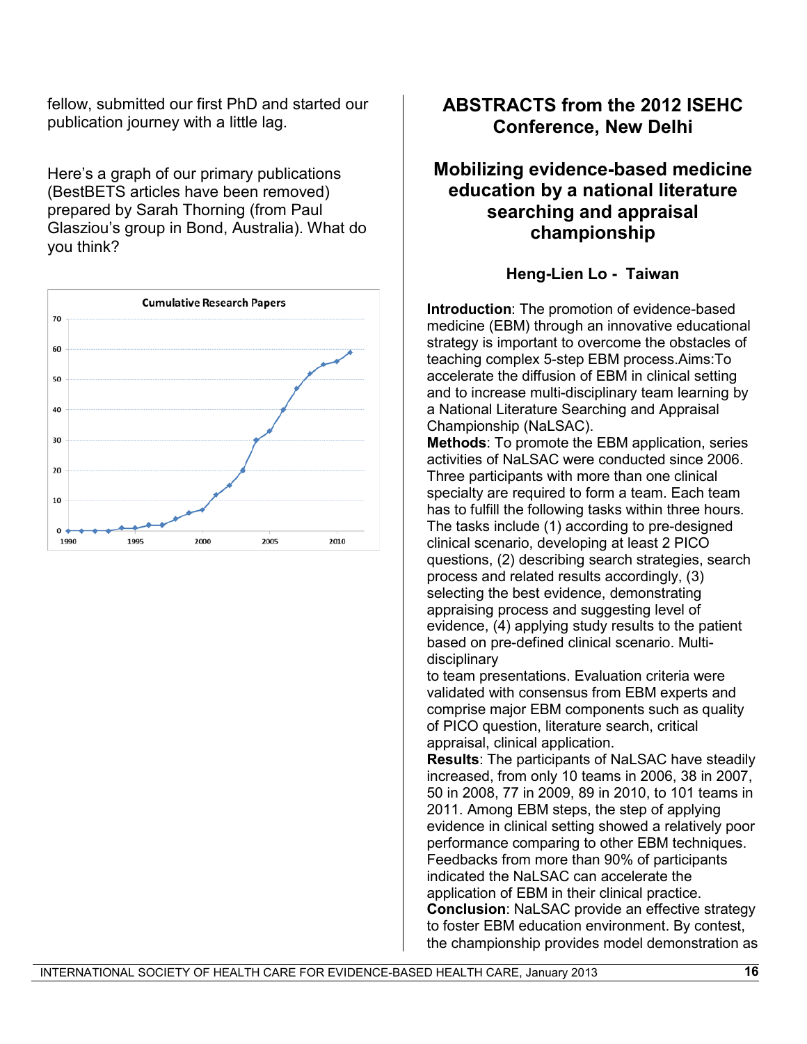fellow, submitted our first PhD and started our publication journey with a little lag.

Here's a graph of our primary publications (BestBETS articles have been removed) prepared by Sarah Thorning (from Paul Glasziou's group in Bond, Australia). What do you think?

## ABSTRACTS from the 2012 ISEHC Conference, New Delhi

### Mobilizing evidence-based medicine education by a national literature searching and appraisal championship

**Heng-Lien Lo - Taiwan**

**Introduction**: The promotion of evidence-based medicine (EBM) through an innovative educational strategy is important to overcome the obstacles of teaching complex 5-step EBM process.Aims:To accelerate the diffusion of EBM in clinical setting and to increase multi-disciplinary team learning by a National Literature Searching and Appraisal Championship (NaLSAC).

**Methods**: To promote the EBM application, series activities of NaLSAC were conducted since 2006. Three participants with more than one clinical specialty are required to form a team. Each team has to fulfill the following tasks within three hours. The tasks include (1) according to pre-designed clinical scenario, developing at least 2 PICO questions, (2) describing search strategies, search process and related results accordingly, (3) selecting the best evidence, demonstrating appraising process and suggesting level of evidence, (4) applying study results to the patient based on pre-defined clinical scenario. Multi-disciplinary to team presentations. Evaluation criteria were validated with consensus from EBM experts and comprise major EBM components such as quality of PICO question, literature search, critical appraisal, clinical application.

**Results**: The participants of NaLSAC have steadily increased, from only 10 teams in 2006, 38 in 2007, 50 in 2008, 77 in 2009, 89 in 2010, to 101 teams in 2011. Among EBM steps, the step of applying evidence in clinical setting showed a relatively poor performance comparing to other EBM techniques. Feedbacks from more than 90% of participants indicated the NaLSAC can accelerate the application of EBM in their clinical practice.

**Conclusion**: NaLSAC provide an effective strategy to foster EBM education environment. By contest, the championship provides model demonstration as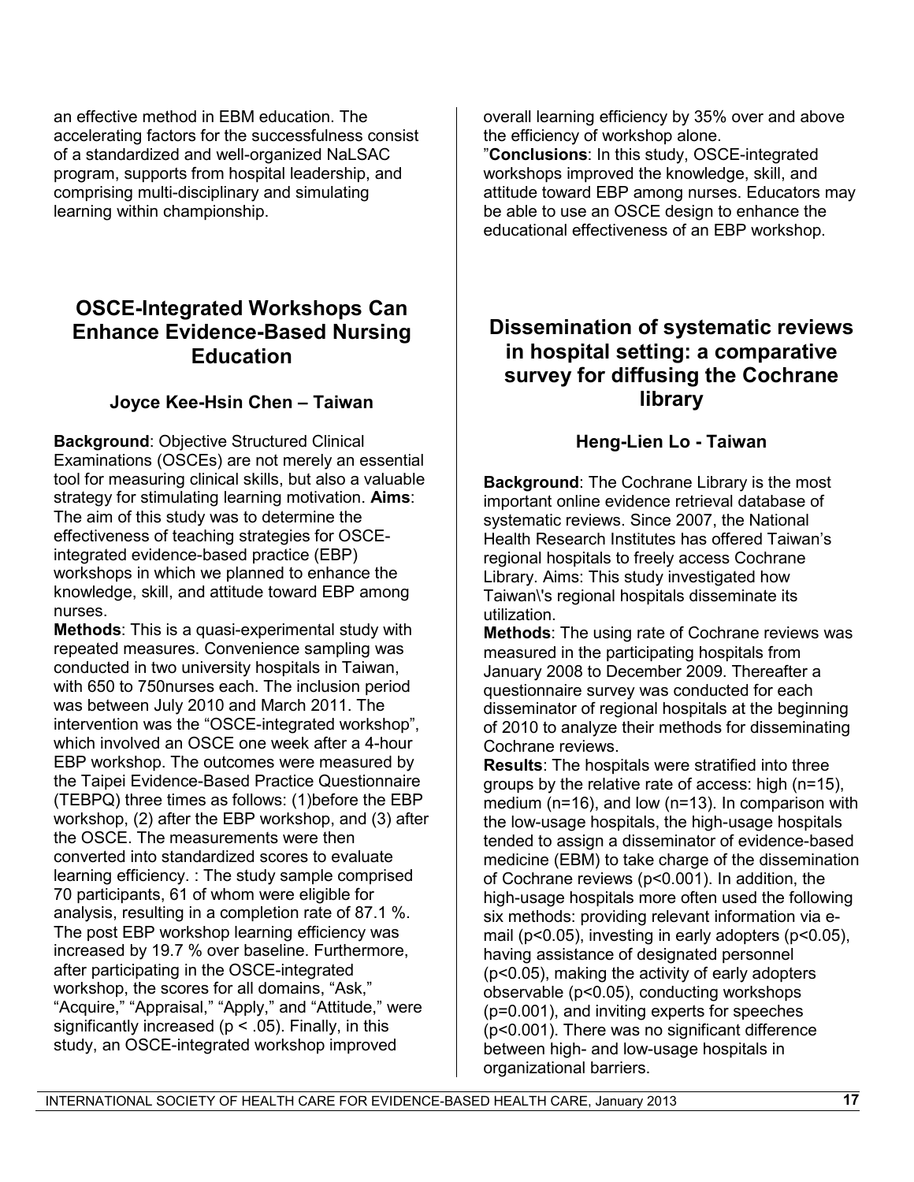an effective method in EBM education. The accelerating factors for the successfulness consist of a standardized and well-organized NaLSAC program, supports from hospital leadership, and comprising multi-disciplinary and simulating learning within championship.

## OSCE-Integrated Workshops Can Enhance Evidence-Based Nursing Education

### Joyce Kee-Hsin Chen – Taiwan

**Background**: Objective Structured Clinical Examinations (OSCEs) are not merely an essential tool for measuring clinical skills, but also a valuable strategy for stimulating learning motivation. **Aims**: The aim of this study was to determine the effectiveness of teaching strategies for OSCE-integrated evidence-based practice (EBP) workshops in which we planned to enhance the knowledge, skill, and attitude toward EBP among nurses.

**Methods**: This is a quasi-experimental study with repeated measures. Convenience sampling was conducted in two university hospitals in Taiwan, with 650 to 750nurses each. The inclusion period was between July 2010 and March 2011. The intervention was the “OSCE-integrated workshop”, which involved an OSCE one week after a 4-hour EBP workshop. The outcomes were measured by the Taipei Evidence-Based Practice Questionnaire (TEBPQ) three times as follows: (1)before the EBP workshop, (2) after the EBP workshop, and (3) after the OSCE. The measurements were then converted into standardized scores to evaluate learning efficiency. : The study sample comprised 70 participants, 61 of whom were eligible for analysis, resulting in a completion rate of 87.1 %. The post EBP workshop learning efficiency was increased by 19.7 % over baseline. Furthermore, after participating in the OSCE-integrated workshop, the scores for all domains, “Ask,” “Acquire,” “Appraisal,” “Apply,” and “Attitude,” were significantly increased ($p < .05$). Finally, in this study, an OSCE-integrated workshop improved overall learning efficiency by 35% over and above the efficiency of workshop alone.

”**Conclusions**: In this study, OSCE-integrated workshops improved the knowledge, skill, and attitude toward EBP among nurses. Educators may be able to use an OSCE design to enhance the educational effectiveness of an EBP workshop.

## Dissemination of systematic reviews in hospital setting: a comparative survey for diffusing the Cochrane library

### Heng-Lien Lo - Taiwan

**Background**: The Cochrane Library is the most important online evidence retrieval database of systematic reviews. Since 2007, the National Health Research Institutes has offered Taiwan’s regional hospitals to freely access Cochrane Library. Aims: This study investigated how Taiwan\'s regional hospitals disseminate its utilization.

**Methods**: The using rate of Cochrane reviews was measured in the participating hospitals from January 2008 to December 2009. Thereafter a questionnaire survey was conducted for each disseminator of regional hospitals at the beginning of 2010 to analyze their methods for disseminating Cochrane reviews.

**Results**: The hospitals were stratified into three groups by the relative rate of access: high (n=15), medium (n=16), and low (n=13). In comparison with the low-usage hospitals, the high-usage hospitals tended to assign a disseminator of evidence-based medicine (EBM) to take charge of the dissemination of Cochrane reviews ($p<0.001$). In addition, the high-usage hospitals more often used the following six methods: providing relevant information via e-mail ($p<0.05$), investing in early adopters ($p<0.05$), having assistance of designated personnel ($p<0.05$), making the activity of early adopters observable ($p<0.05$), conducting workshops ($p=0.001$), and inviting experts for speeches ($p<0.001$). There was no significant difference between high- and low-usage hospitals in organizational barriers.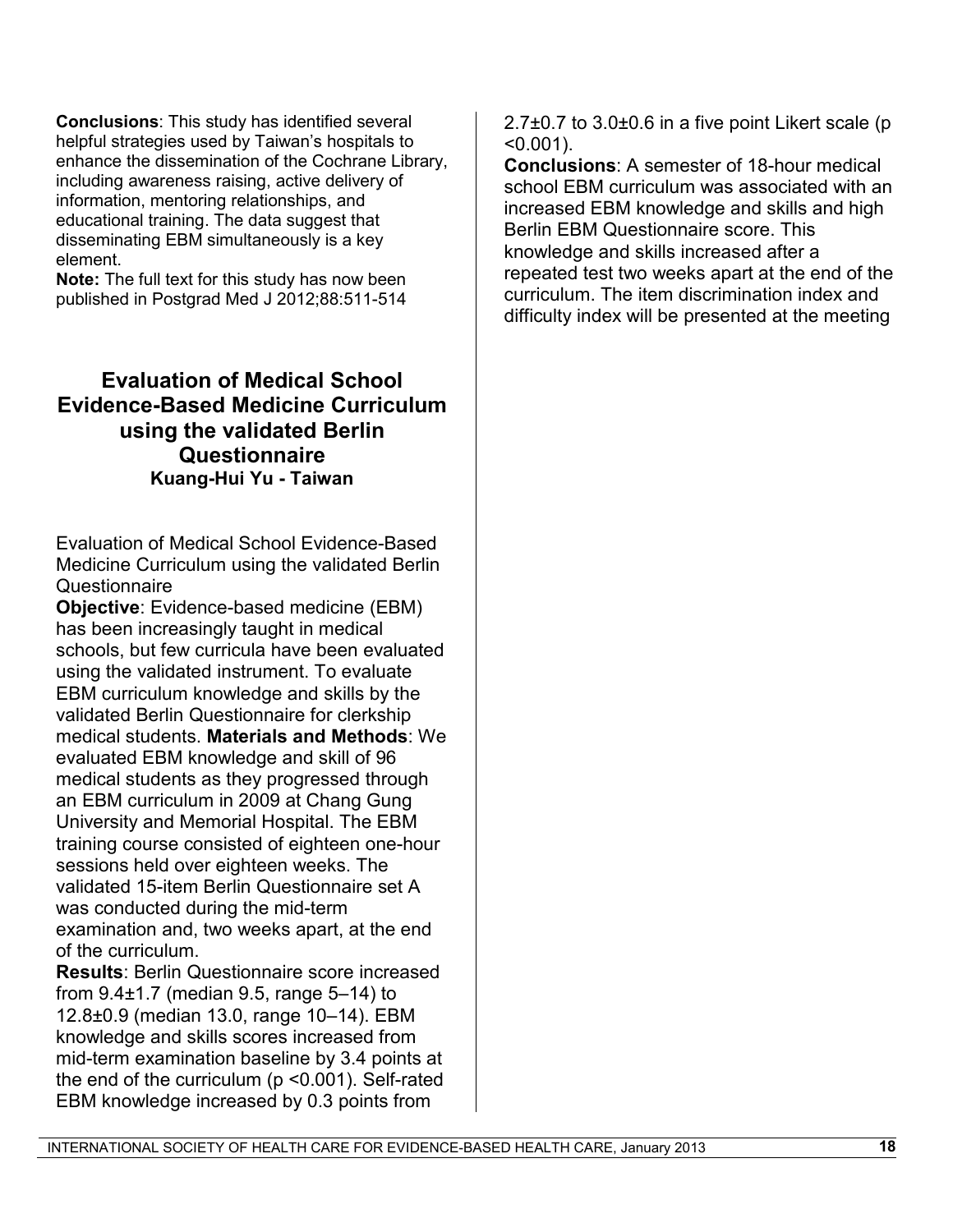**Conclusions**: This study has identified several helpful strategies used by Taiwan's hospitals to enhance the dissemination of the Cochrane Library, including awareness raising, active delivery of information, mentoring relationships, and educational training. The data suggest that disseminating EBM simultaneously is a key element.

**Note:** The full text for this study has now been published in Postgrad Med J 2012;88:511-514

## Evaluation of Medical School Evidence-Based Medicine Curriculum using the validated Berlin Questionnaire

**Kuang-Hui Yu - Taiwan**

Evaluation of Medical School Evidence-Based Medicine Curriculum using the validated Berlin Questionnaire

**Objective**: Evidence-based medicine (EBM) has been increasingly taught in medical schools, but few curricula have been evaluated using the validated instrument. To evaluate EBM curriculum knowledge and skills by the validated Berlin Questionnaire for clerkship medical students. **Materials and Methods**: We evaluated EBM knowledge and skill of 96 medical students as they progressed through an EBM curriculum in 2009 at Chang Gung University and Memorial Hospital. The EBM training course consisted of eighteen one-hour sessions held over eighteen weeks. The validated 15-item Berlin Questionnaire set A was conducted during the mid-term examination and, two weeks apart, at the end of the curriculum.

**Results**: Berlin Questionnaire score increased from 9.4±1.7 (median 9.5, range 5–14) to 12.8±0.9 (median 13.0, range 10–14). EBM knowledge and skills scores increased from mid-term examination baseline by 3.4 points at the end of the curriculum ($p < 0.001$). Self-rated EBM knowledge increased by 0.3 points from 2.7±0.7 to 3.0±0.6 in a five point Likert scale ($p < 0.001$).

**Conclusions**: A semester of 18-hour medical school EBM curriculum was associated with an increased EBM knowledge and skills and high Berlin EBM Questionnaire score. This knowledge and skills increased after a repeated test two weeks apart at the end of the curriculum. The item discrimination index and difficulty index will be presented at the meeting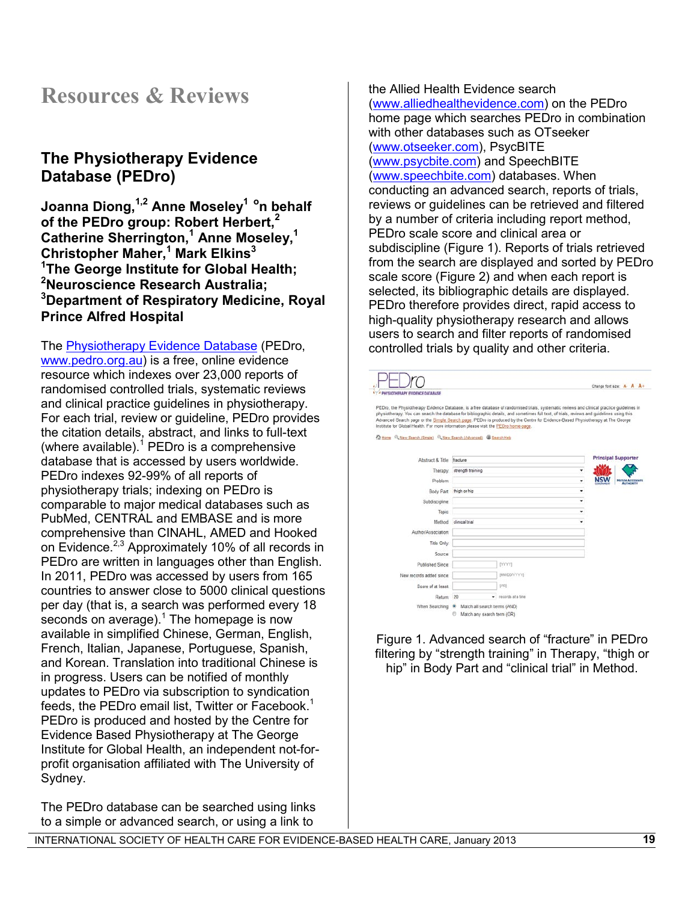# Resources & Reviews

## The Physiotherapy Evidence Database (PEDro)

**Joanna Diong,[1,2] Anne Moseley[1] °n behalf of the PEDro group: Robert Herbert,[2] Catherine Sherrington,[1] Anne Moseley,[1] Christopher Maher,[1] Mark Elkins[3]**
**[1]The George Institute for Global Health; [2]Neuroscience Research Australia; [3]Department of Respiratory Medicine, Royal Prince Alfred Hospital**

The Physiotherapy Evidence Database (PEDro, www.pedro.org.au) is a free, online evidence resource which indexes over 23,000 reports of randomised controlled trials, systematic reviews and clinical practice guidelines in physiotherapy. For each trial, review or guideline, PEDro provides the citation details, abstract, and links to full-text (where available).[1] PEDro is a comprehensive database that is accessed by users worldwide. PEDro indexes 92-99% of all reports of physiotherapy trials; indexing on PEDro is comparable to major medical databases such as PubMed, CENTRAL and EMBASE and is more comprehensive than CINAHL, AMED and Hooked on Evidence.[2,3] Approximately 10% of all records in PEDro are written in languages other than English. In 2011, PEDro was accessed by users from 165 countries to answer close to 5000 clinical questions per day (that is, a search was performed every 18 seconds on average).[1] The homepage is now available in simplified Chinese, German, English, French, Italian, Japanese, Portuguese, Spanish, and Korean. Translation into traditional Chinese is in progress. Users can be notified of monthly updates to PEDro via subscription to syndication feeds, the PEDro email list, Twitter or Facebook.[1] PEDro is produced and hosted by the Centre for Evidence Based Physiotherapy at The George Institute for Global Health, an independent not-for-profit organisation affiliated with The University of Sydney.

The PEDro database can be searched using links to a simple or advanced search, or using a link to the Allied Health Evidence search (www.alliedhealthevidence.com) on the PEDro home page which searches PEDro in combination with other databases such as OTseeker (www.otseeker.com), PsycBITE (www.psycbite.com) and SpeechBITE (www.speechbite.com) databases. When conducting an advanced search, reports of trials, reviews or guidelines can be retrieved and filtered by a number of criteria including report method, PEDro scale score and clinical area or subdiscipline (Figure 1). Reports of trials retrieved from the search are displayed and sorted by PEDro scale score (Figure 2) and when each report is selected, its bibliographic details are displayed. PEDro therefore provides direct, rapid access to high-quality physiotherapy research and allows users to search and filter reports of randomised controlled trials by quality and other criteria.

Figure 1. Advanced search of "fracture" in PEDro filtering by "strength training" in Therapy, "thigh or hip" in Body Part and "clinical trial" in Method.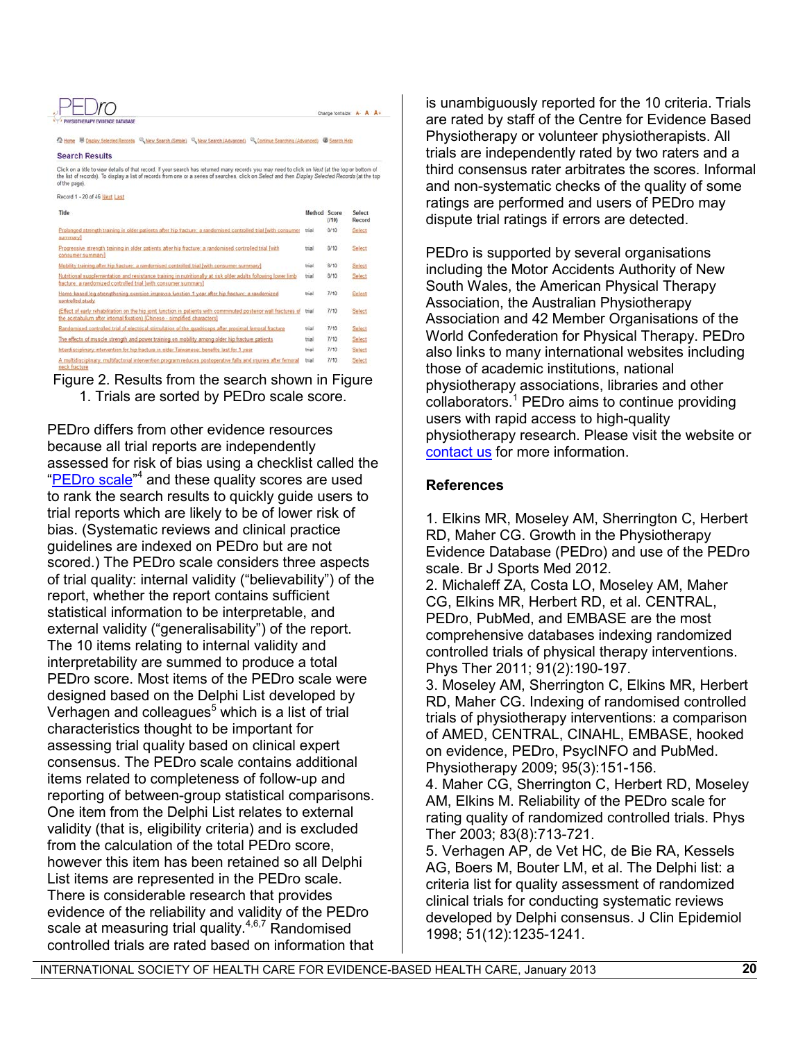Figure 2. Results from the search shown in Figure 1. Trials are sorted by PEDro scale score.

PEDro differs from other evidence resources because all trial reports are independently assessed for risk of bias using a checklist called the "PEDro scale"[4] and these quality scores are used to rank the search results to quickly guide users to trial reports which are likely to be of lower risk of bias. (Systematic reviews and clinical practice guidelines are indexed on PEDro but are not scored.) The PEDro scale considers three aspects of trial quality: internal validity ("believability") of the report, whether the report contains sufficient statistical information to be interpretable, and external validity ("generalisability") of the report. The 10 items relating to internal validity and interpretability are summed to produce a total PEDro score. Most items of the PEDro scale were designed based on the Delphi List developed by Verhagen and colleagues[5] which is a list of trial characteristics thought to be important for assessing trial quality based on clinical expert consensus. The PEDro scale contains additional items related to completeness of follow-up and reporting of between-group statistical comparisons. One item from the Delphi List relates to external validity (that is, eligibility criteria) and is excluded from the calculation of the total PEDro score, however this item has been retained so all Delphi List items are represented in the PEDro scale. There is considerable research that provides evidence of the reliability and validity of the PEDro scale at measuring trial quality.[4,6,7] Randomised controlled trials are rated based on information that is unambiguously reported for the 10 criteria. Trials are rated by staff of the Centre for Evidence Based Physiotherapy or volunteer physiotherapists. All trials are independently rated by two raters and a third consensus rater arbitrates the scores. Informal and non-systematic checks of the quality of some ratings are performed and users of PEDro may dispute trial ratings if errors are detected.

PEDro is supported by several organisations including the Motor Accidents Authority of New South Wales, the American Physical Therapy Association, the Australian Physiotherapy Association and 42 Member Organisations of the World Confederation for Physical Therapy. PEDro also links to many international websites including those of academic institutions, national physiotherapy associations, libraries and other collaborators.[1] PEDro aims to continue providing users with rapid access to high-quality physiotherapy research. Please visit the website or contact us for more information.

### References

1. Elkins MR, Moseley AM, Sherrington C, Herbert RD, Maher CG. Growth in the Physiotherapy Evidence Database (PEDro) and use of the PEDro scale. Br J Sports Med 2012.
2. Michaleff ZA, Costa LO, Moseley AM, Maher CG, Elkins MR, Herbert RD, et al. CENTRAL, PEDro, PubMed, and EMBASE are the most comprehensive databases indexing randomized controlled trials of physical therapy interventions. Phys Ther 2011; 91(2):190-197.
3. Moseley AM, Sherrington C, Elkins MR, Herbert RD, Maher CG. Indexing of randomised controlled trials of physiotherapy interventions: a comparison of AMED, CENTRAL, CINAHL, EMBASE, hooked on evidence, PEDro, PsycINFO and PubMed. Physiotherapy 2009; 95(3):151-156.
4. Maher CG, Sherrington C, Herbert RD, Moseley AM, Elkins M. Reliability of the PEDro scale for rating quality of randomized controlled trials. Phys Ther 2003; 83(8):713-721.
5. Verhagen AP, de Vet HC, de Bie RA, Kessels AG, Boers M, Bouter LM, et al. The Delphi list: a criteria list for quality assessment of randomized clinical trials for conducting systematic reviews developed by Delphi consensus. J Clin Epidemiol 1998; 51(12):1235-1241.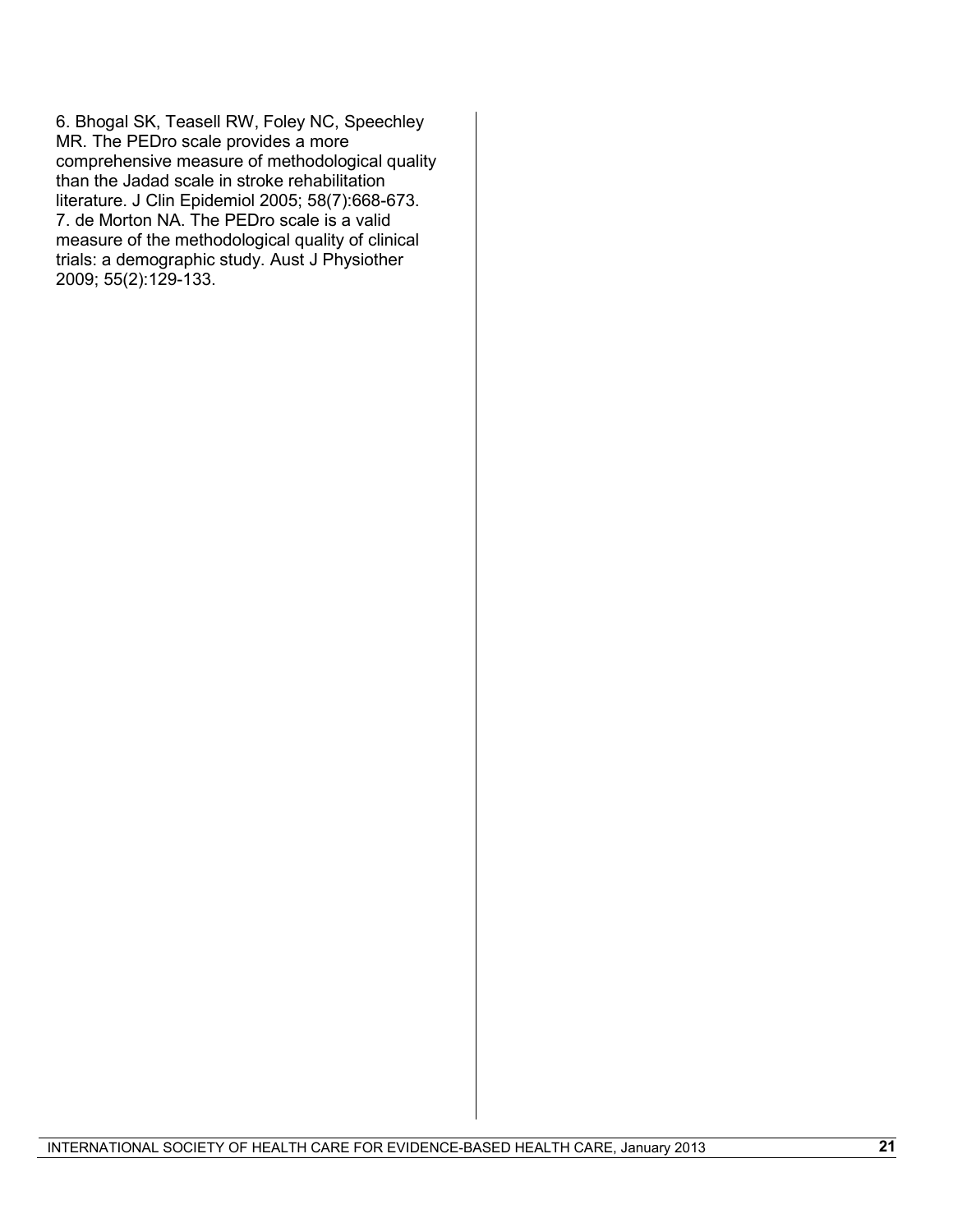6. Bhogal SK, Teasell RW, Foley NC, Speechley MR. The PEDro scale provides a more comprehensive measure of methodological quality than the Jadad scale in stroke rehabilitation literature. J Clin Epidemiol 2005; 58(7):668-673.

7. de Morton NA. The PEDro scale is a valid measure of the methodological quality of clinical trials: a demographic study. Aust J Physiother 2009; 55(2):129-133.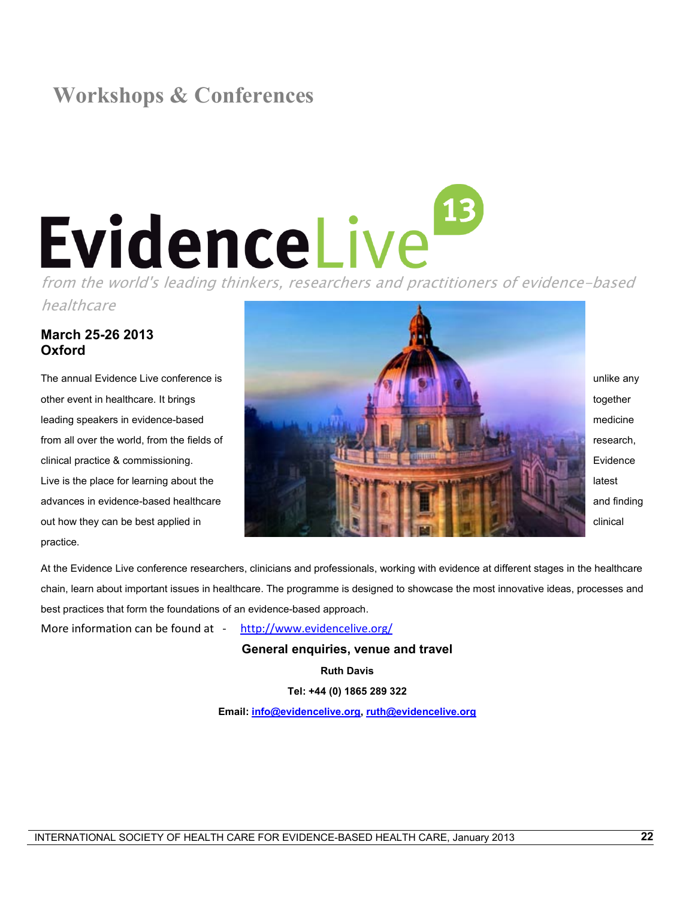# Workshops & Conferences

## EvidenceLive 13

*from the world's leading thinkers, researchers and practitioners of evidence-based healthcare*

**March 25-26 2013**
**Oxford**

The annual Evidence Live conference is unlike any other event in healthcare. It brings together leading speakers in evidence-based medicine from all over the world, from the fields of research, clinical practice & commissioning. Evidence Live is the place for learning about the latest advances in evidence-based healthcare and finding out how they can be best applied in clinical practice.

At the Evidence Live conference researchers, clinicians and professionals, working with evidence at different stages in the healthcare chain, learn about important issues in healthcare. The programme is designed to showcase the most innovative ideas, processes and best practices that form the foundations of an evidence-based approach.

More information can be found at - http://www.evidencelive.org/

**General enquiries, venue and travel**

**Ruth Davis**

**Tel: +44 (0) 1865 289 322**

**Email: info@evidencelive.org, ruth@evidencelive.org**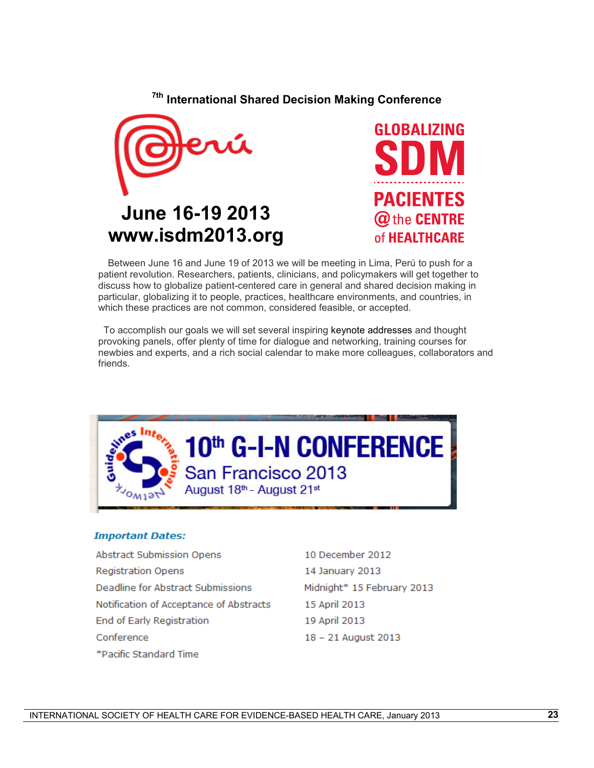## 7th International Shared Decision Making Conference

Perú

**June 16-19 2013**
**www.isdm2013.org**

GLOBALIZING
SDM
PACIENTES
@ the CENTRE
of HEALTHCARE

Between June 16 and June 19 of 2013 we will be meeting in Lima, Perú to push for a patient revolution. Researchers, patients, clinicians, and policymakers will get together to discuss how to globalize patient-centered care in general and shared decision making in particular, globalizing it to people, practices, healthcare environments, and countries, in which these practices are not common, considered feasible, or accepted.

To accomplish our goals we will set several inspiring keynote addresses and thought provoking panels, offer plenty of time for dialogue and networking, training courses for newbies and experts, and a rich social calendar to make more colleagues, collaborators and friends.

## 10th G-I-N CONFERENCE

Guidelines International Network

San Francisco 2013
August 18th - August 21st

### *Important Dates:*

| | |
|---|---|
| Abstract Submission Opens | 10 December 2012 |
| Registration Opens | 14 January 2013 |
| Deadline for Abstract Submissions | Midnight* 15 February 2013 |
| Notification of Acceptance of Abstracts | 15 April 2013 |
| End of Early Registration | 19 April 2013 |
| Conference | 18 – 21 August 2013 |

*Pacific Standard Time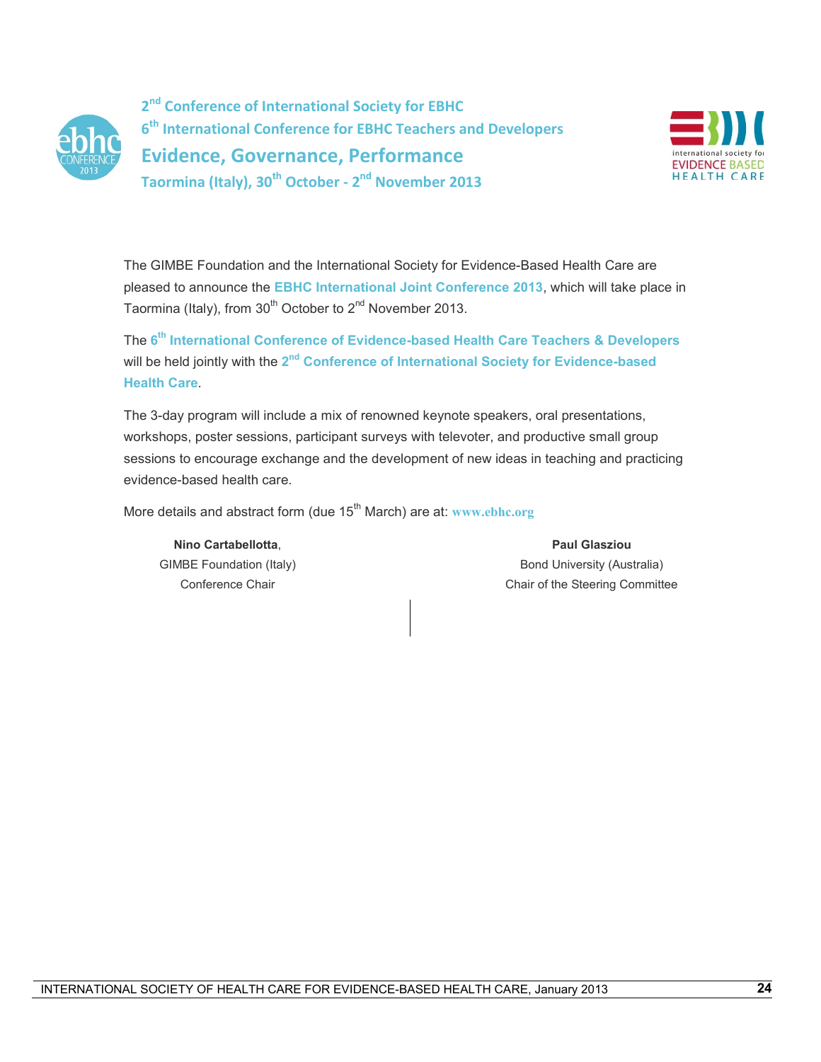## 2nd Conference of International Society for EBHC
## 6th International Conference for EBHC Teachers and Developers
# Evidence, Governance, Performance
### Taormina (Italy), 30th October - 2nd November 2013

The GIMBE Foundation and the International Society for Evidence-Based Health Care are pleased to announce the **EBHC International Joint Conference 2013**, which will take place in Taormina (Italy), from 30th October to 2nd November 2013.

The **6th International Conference of Evidence-based Health Care Teachers & Developers** will be held jointly with the **2nd Conference of International Society for Evidence-based Health Care**.

The 3-day program will include a mix of renowned keynote speakers, oral presentations, workshops, poster sessions, participant surveys with televoter, and productive small group sessions to encourage exchange and the development of new ideas in teaching and practicing evidence-based health care.

More details and abstract form (due 15th March) are at: **www.ebhc.org**

**Nino Cartabellotta**,
GIMBE Foundation (Italy)
Conference Chair

**Paul Glasziou**
Bond University (Australia)
Chair of the Steering Committee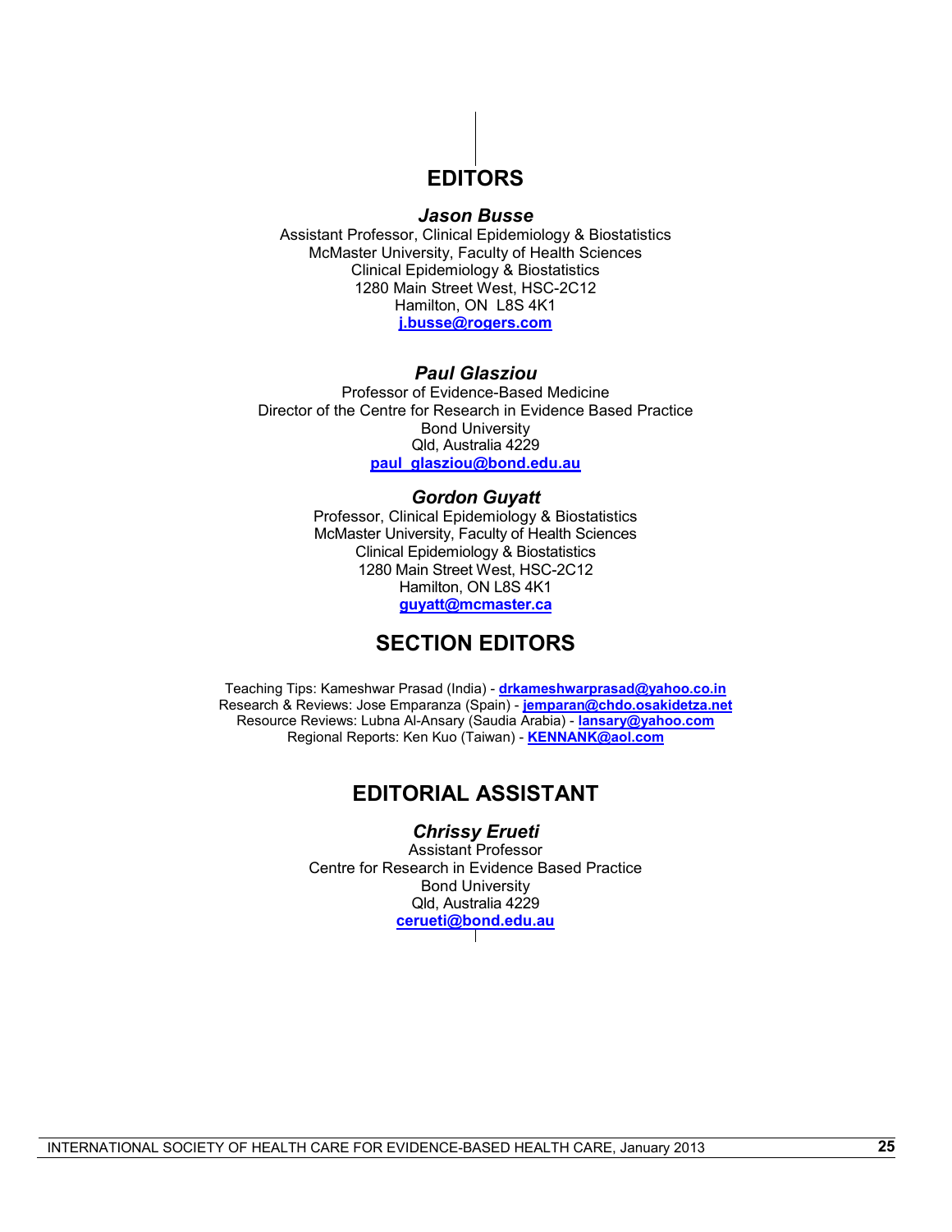# EDITORS

### *Jason Busse*

Assistant Professor, Clinical Epidemiology & Biostatistics
McMaster University, Faculty of Health Sciences
Clinical Epidemiology & Biostatistics
1280 Main Street West, HSC-2C12
Hamilton, ON L8S 4K1
**j.busse@rogers.com**

### *Paul Glasziou*

Professor of Evidence-Based Medicine
Director of the Centre for Research in Evidence Based Practice
Bond University
Qld, Australia 4229
**paul_glasziou@bond.edu.au**

### *Gordon Guyatt*

Professor, Clinical Epidemiology & Biostatistics
McMaster University, Faculty of Health Sciences
Clinical Epidemiology & Biostatistics
1280 Main Street West, HSC-2C12
Hamilton, ON L8S 4K1
**guyatt@mcmaster.ca**

# SECTION EDITORS

Teaching Tips: Kameshwar Prasad (India) - **drkameshwarprasad@yahoo.co.in**
Research & Reviews: Jose Emparanza (Spain) - **jemparan@chdo.osakidetza.net**
Resource Reviews: Lubna Al-Ansary (Saudia Arabia) - **lansary@yahoo.com**
Regional Reports: Ken Kuo (Taiwan) - **KENNANK@aol.com**

# EDITORIAL ASSISTANT

### *Chrissy Erueti*

Assistant Professor
Centre for Research in Evidence Based Practice
Bond University
Qld, Australia 4229
**cerueti@bond.edu.au**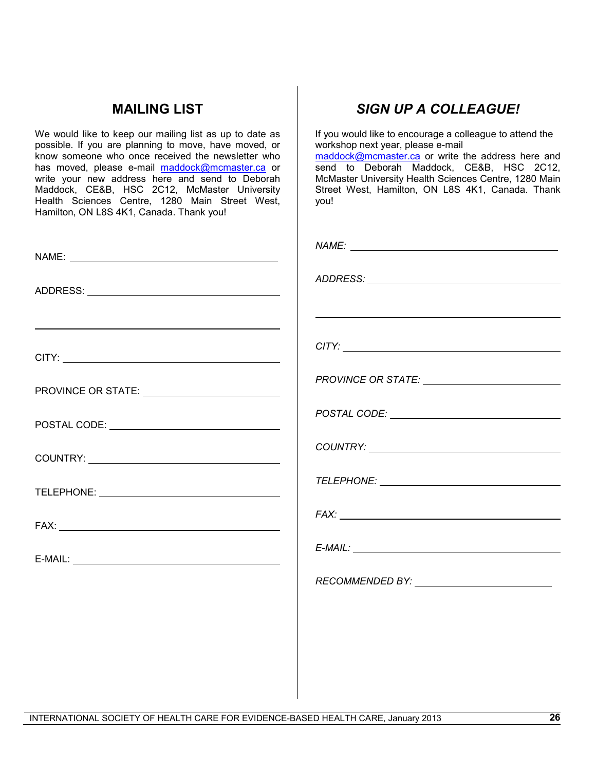## MAILING LIST

We would like to keep our mailing list as up to date as possible. If you are planning to move, have moved, or know someone who once received the newsletter who has moved, please e-mail maddock@mcmaster.ca or write your new address here and send to Deborah Maddock, CE&B, HSC 2C12, McMaster University Health Sciences Centre, 1280 Main Street West, Hamilton, ON L8S 4K1, Canada. Thank you!

NAME: ______________________________

ADDRESS: ______________________________

______________________________

CITY: ______________________________

PROVINCE OR STATE: ______________________________

POSTAL CODE: ______________________________

COUNTRY: ______________________________

TELEPHONE: ______________________________

FAX: ______________________________

E-MAIL: ______________________________

## *SIGN UP A COLLEAGUE!*

If you would like to encourage a colleague to attend the workshop next year, please e-mail maddock@mcmaster.ca or write the address here and send to Deborah Maddock, CE&B, HSC 2C12, McMaster University Health Sciences Centre, 1280 Main Street West, Hamilton, ON L8S 4K1, Canada. Thank you!

*NAME:* ______________________________

*ADDRESS:* ______________________________

______________________________

*CITY:* ______________________________

*PROVINCE OR STATE:* ______________________________

*POSTAL CODE:* ______________________________

*COUNTRY:* ______________________________

*TELEPHONE:* ______________________________

*FAX:* ______________________________

*E-MAIL:* ______________________________

*RECOMMENDED BY:* ______________________________